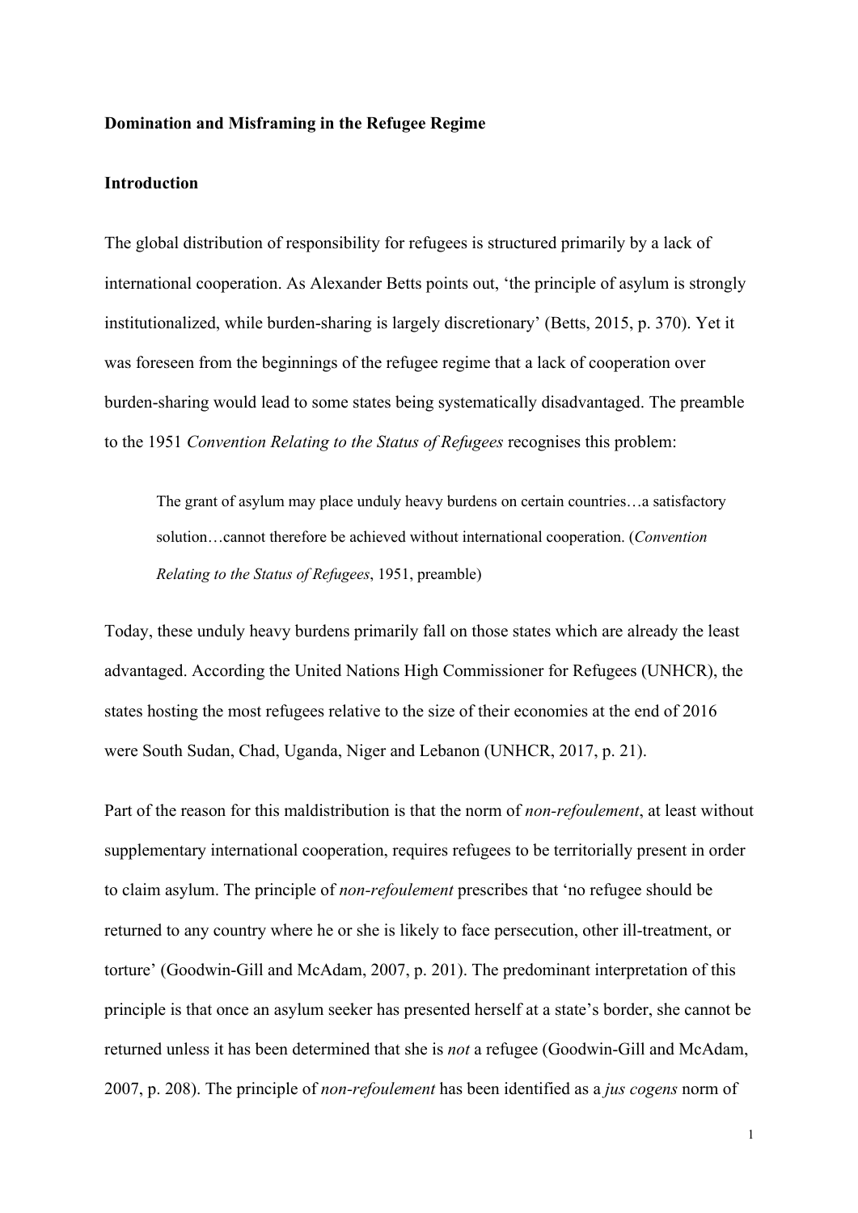**Domination and Misframing in the Refugee Regime**

**Introduction**

The global distribution of responsibility for refugees is structured primarily by a lack of international cooperation. As Alexander Betts points out, 'the principle of asylum is strongly institutionalized, while burden-sharing is largely discretionary' (Betts, 2015, p. 370). Yet it was foreseen from the beginnings of the refugee regime that a lack of cooperation over burden-sharing would lead to some states being systematically disadvantaged. The preamble to the 1951 *Convention Relating to the Status of Refugees* recognises this problem:

> The grant of asylum may place unduly heavy burdens on certain countries…a satisfactory solution…cannot therefore be achieved without international cooperation. (*Convention Relating to the Status of Refugees*, 1951, preamble)

Today, these unduly heavy burdens primarily fall on those states which are already the least advantaged. According the United Nations High Commissioner for Refugees (UNHCR), the states hosting the most refugees relative to the size of their economies at the end of 2016 were South Sudan, Chad, Uganda, Niger and Lebanon (UNHCR, 2017, p. 21).

Part of the reason for this maldistribution is that the norm of *non-refoulement*, at least without supplementary international cooperation, requires refugees to be territorially present in order to claim asylum. The principle of *non-refoulement* prescribes that 'no refugee should be returned to any country where he or she is likely to face persecution, other ill-treatment, or torture' (Goodwin-Gill and McAdam, 2007, p. 201). The predominant interpretation of this principle is that once an asylum seeker has presented herself at a state's border, she cannot be returned unless it has been determined that she is *not* a refugee (Goodwin-Gill and McAdam, 2007, p. 208). The principle of *non-refoulement* has been identified as a *jus cogens* norm of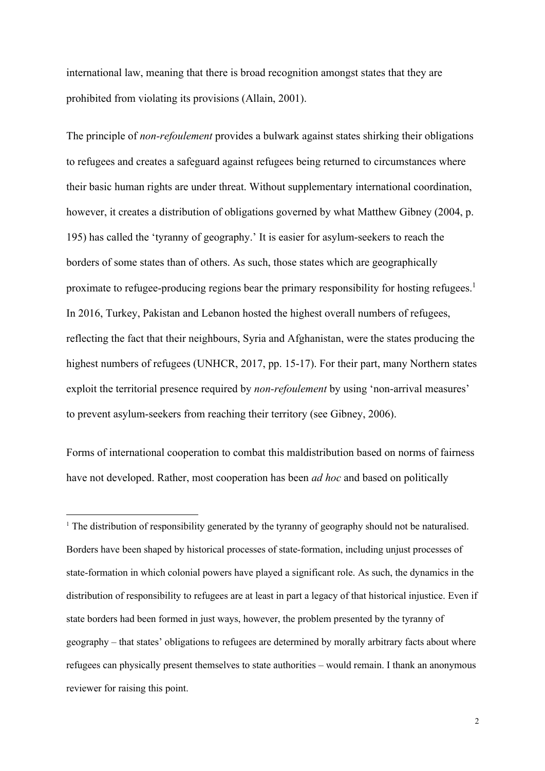international law, meaning that there is broad recognition amongst states that they are prohibited from violating its provisions (Allain, 2001).

The principle of *non-refoulement* provides a bulwark against states shirking their obligations to refugees and creates a safeguard against refugees being returned to circumstances where their basic human rights are under threat. Without supplementary international coordination, however, it creates a distribution of obligations governed by what Matthew Gibney (2004, p. 195) has called the 'tyranny of geography.' It is easier for asylum-seekers to reach the borders of some states than of others. As such, those states which are geographically proximate to refugee-producing regions bear the primary responsibility for hosting refugees.[1] In 2016, Turkey, Pakistan and Lebanon hosted the highest overall numbers of refugees, reflecting the fact that their neighbours, Syria and Afghanistan, were the states producing the highest numbers of refugees (UNHCR, 2017, pp. 15-17). For their part, many Northern states exploit the territorial presence required by *non-refoulement* by using 'non-arrival measures' to prevent asylum-seekers from reaching their territory (see Gibney, 2006).

Forms of international cooperation to combat this maldistribution based on norms of fairness have not developed. Rather, most cooperation has been *ad hoc* and based on politically

[1] The distribution of responsibility generated by the tyranny of geography should not be naturalised. Borders have been shaped by historical processes of state-formation, including unjust processes of state-formation in which colonial powers have played a significant role. As such, the dynamics in the distribution of responsibility to refugees are at least in part a legacy of that historical injustice. Even if state borders had been formed in just ways, however, the problem presented by the tyranny of geography – that states' obligations to refugees are determined by morally arbitrary facts about where refugees can physically present themselves to state authorities – would remain. I thank an anonymous reviewer for raising this point.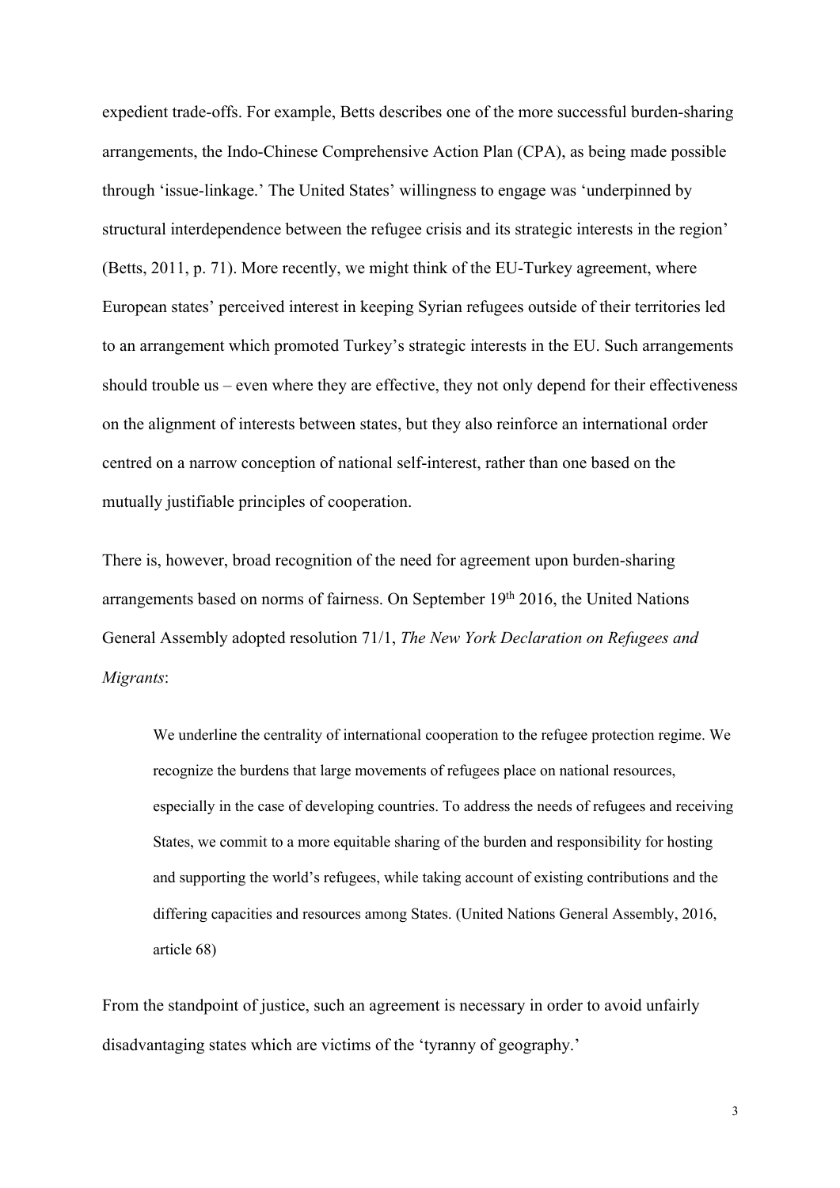expedient trade-offs. For example, Betts describes one of the more successful burden-sharing arrangements, the Indo-Chinese Comprehensive Action Plan (CPA), as being made possible through 'issue-linkage.' The United States' willingness to engage was 'underpinned by structural interdependence between the refugee crisis and its strategic interests in the region' (Betts, 2011, p. 71). More recently, we might think of the EU-Turkey agreement, where European states' perceived interest in keeping Syrian refugees outside of their territories led to an arrangement which promoted Turkey's strategic interests in the EU. Such arrangements should trouble us – even where they are effective, they not only depend for their effectiveness on the alignment of interests between states, but they also reinforce an international order centred on a narrow conception of national self-interest, rather than one based on the mutually justifiable principles of cooperation.

There is, however, broad recognition of the need for agreement upon burden-sharing arrangements based on norms of fairness. On September 19th 2016, the United Nations General Assembly adopted resolution 71/1, *The New York Declaration on Refugees and Migrants*:

> We underline the centrality of international cooperation to the refugee protection regime. We recognize the burdens that large movements of refugees place on national resources, especially in the case of developing countries. To address the needs of refugees and receiving States, we commit to a more equitable sharing of the burden and responsibility for hosting and supporting the world's refugees, while taking account of existing contributions and the differing capacities and resources among States. (United Nations General Assembly, 2016, article 68)

From the standpoint of justice, such an agreement is necessary in order to avoid unfairly disadvantaging states which are victims of the 'tyranny of geography.'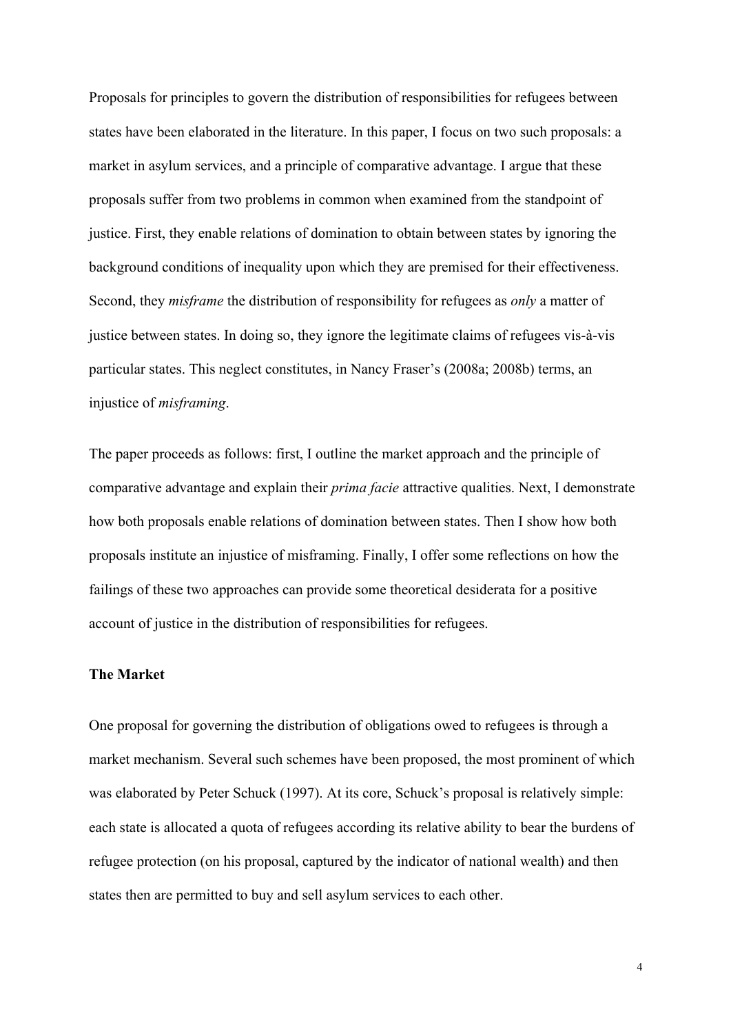Proposals for principles to govern the distribution of responsibilities for refugees between states have been elaborated in the literature. In this paper, I focus on two such proposals: a market in asylum services, and a principle of comparative advantage. I argue that these proposals suffer from two problems in common when examined from the standpoint of justice. First, they enable relations of domination to obtain between states by ignoring the background conditions of inequality upon which they are premised for their effectiveness. Second, they *misframe* the distribution of responsibility for refugees as *only* a matter of justice between states. In doing so, they ignore the legitimate claims of refugees vis-à-vis particular states. This neglect constitutes, in Nancy Fraser's (2008a; 2008b) terms, an injustice of *misframing*.

The paper proceeds as follows: first, I outline the market approach and the principle of comparative advantage and explain their *prima facie* attractive qualities. Next, I demonstrate how both proposals enable relations of domination between states. Then I show how both proposals institute an injustice of misframing. Finally, I offer some reflections on how the failings of these two approaches can provide some theoretical desiderata for a positive account of justice in the distribution of responsibilities for refugees.

**The Market**

One proposal for governing the distribution of obligations owed to refugees is through a market mechanism. Several such schemes have been proposed, the most prominent of which was elaborated by Peter Schuck (1997). At its core, Schuck's proposal is relatively simple: each state is allocated a quota of refugees according its relative ability to bear the burdens of refugee protection (on his proposal, captured by the indicator of national wealth) and then states then are permitted to buy and sell asylum services to each other.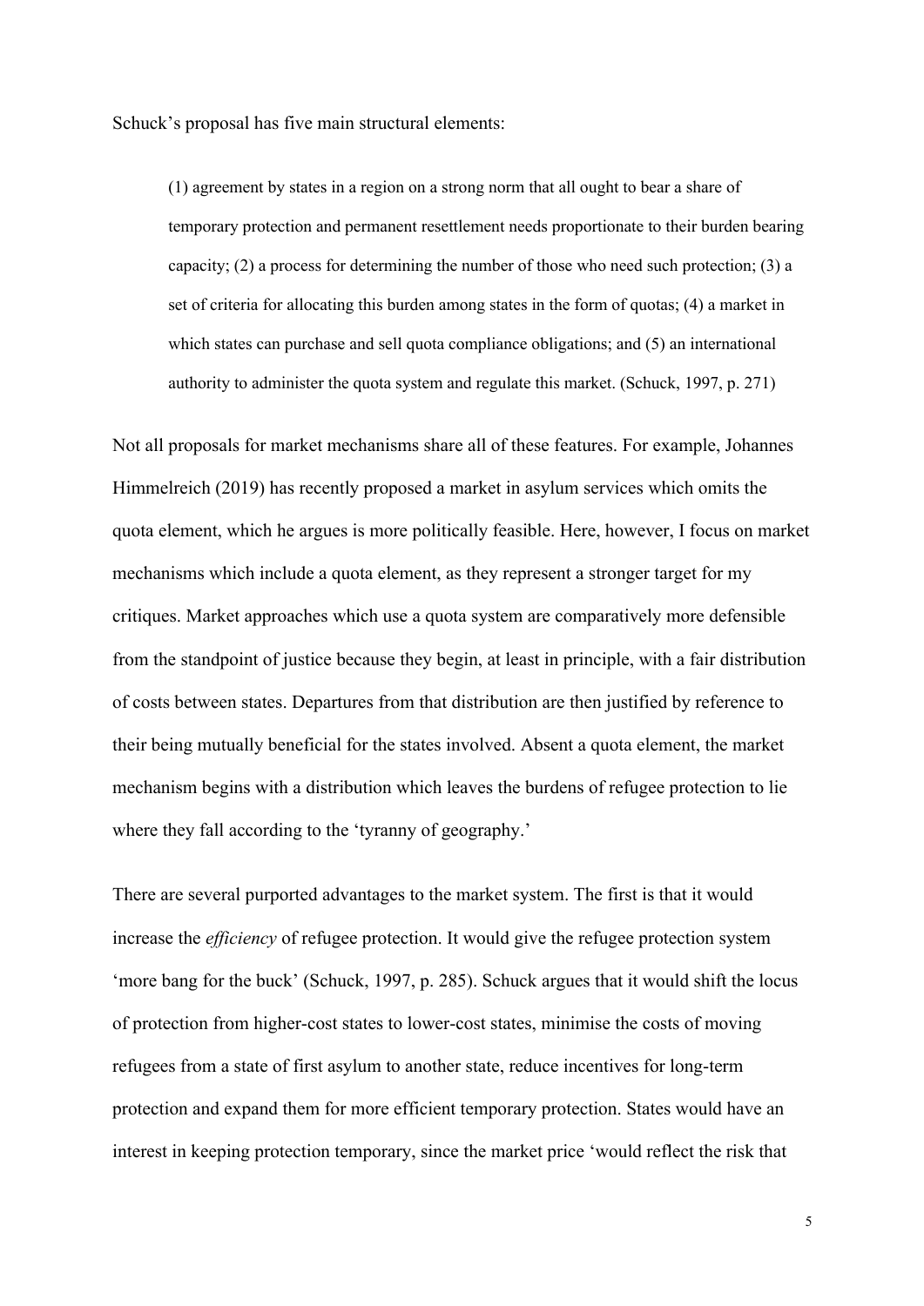Schuck's proposal has five main structural elements:

> (1) agreement by states in a region on a strong norm that all ought to bear a share of temporary protection and permanent resettlement needs proportionate to their burden bearing capacity; (2) a process for determining the number of those who need such protection; (3) a set of criteria for allocating this burden among states in the form of quotas; (4) a market in which states can purchase and sell quota compliance obligations; and (5) an international authority to administer the quota system and regulate this market. (Schuck, 1997, p. 271)

Not all proposals for market mechanisms share all of these features. For example, Johannes Himmelreich (2019) has recently proposed a market in asylum services which omits the quota element, which he argues is more politically feasible. Here, however, I focus on market mechanisms which include a quota element, as they represent a stronger target for my critiques. Market approaches which use a quota system are comparatively more defensible from the standpoint of justice because they begin, at least in principle, with a fair distribution of costs between states. Departures from that distribution are then justified by reference to their being mutually beneficial for the states involved. Absent a quota element, the market mechanism begins with a distribution which leaves the burdens of refugee protection to lie where they fall according to the 'tyranny of geography.'

There are several purported advantages to the market system. The first is that it would increase the *efficiency* of refugee protection. It would give the refugee protection system 'more bang for the buck' (Schuck, 1997, p. 285). Schuck argues that it would shift the locus of protection from higher-cost states to lower-cost states, minimise the costs of moving refugees from a state of first asylum to another state, reduce incentives for long-term protection and expand them for more efficient temporary protection. States would have an interest in keeping protection temporary, since the market price 'would reflect the risk that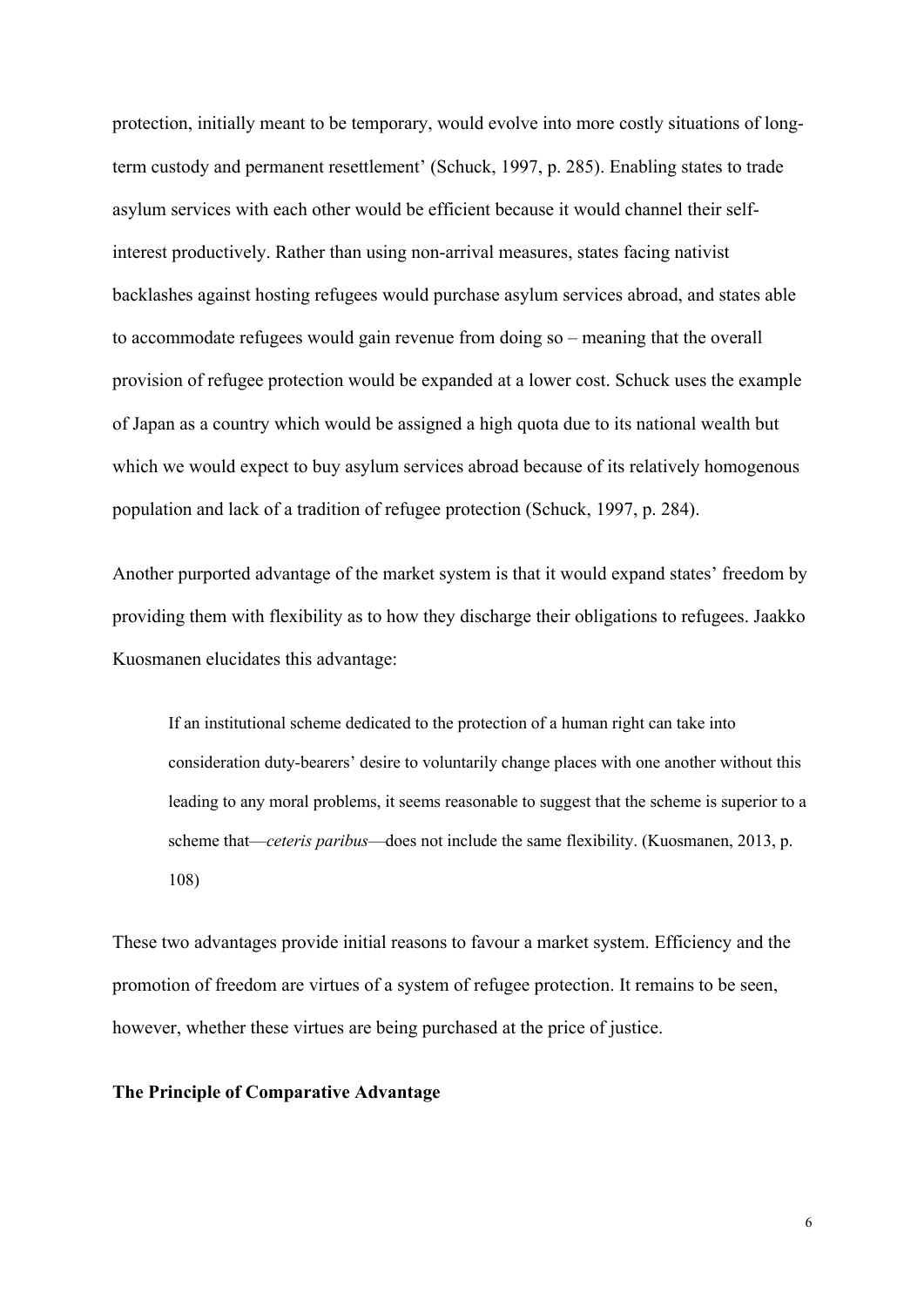protection, initially meant to be temporary, would evolve into more costly situations of long-term custody and permanent resettlement' (Schuck, 1997, p. 285). Enabling states to trade asylum services with each other would be efficient because it would channel their self-interest productively. Rather than using non-arrival measures, states facing nativist backlashes against hosting refugees would purchase asylum services abroad, and states able to accommodate refugees would gain revenue from doing so – meaning that the overall provision of refugee protection would be expanded at a lower cost. Schuck uses the example of Japan as a country which would be assigned a high quota due to its national wealth but which we would expect to buy asylum services abroad because of its relatively homogenous population and lack of a tradition of refugee protection (Schuck, 1997, p. 284).

Another purported advantage of the market system is that it would expand states' freedom by providing them with flexibility as to how they discharge their obligations to refugees. Jaakko Kuosmanen elucidates this advantage:

> If an institutional scheme dedicated to the protection of a human right can take into consideration duty-bearers' desire to voluntarily change places with one another without this leading to any moral problems, it seems reasonable to suggest that the scheme is superior to a scheme that—*ceteris paribus*—does not include the same flexibility. (Kuosmanen, 2013, p. 108)

These two advantages provide initial reasons to favour a market system. Efficiency and the promotion of freedom are virtues of a system of refugee protection. It remains to be seen, however, whether these virtues are being purchased at the price of justice.

**The Principle of Comparative Advantage**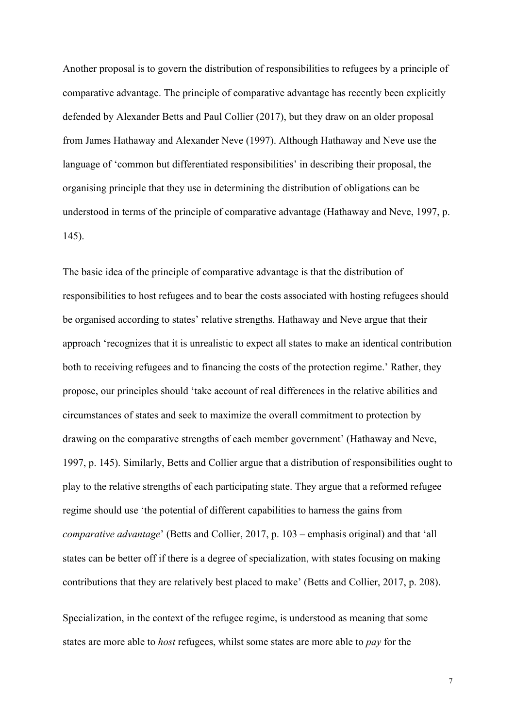Another proposal is to govern the distribution of responsibilities to refugees by a principle of comparative advantage. The principle of comparative advantage has recently been explicitly defended by Alexander Betts and Paul Collier (2017), but they draw on an older proposal from James Hathaway and Alexander Neve (1997). Although Hathaway and Neve use the language of 'common but differentiated responsibilities' in describing their proposal, the organising principle that they use in determining the distribution of obligations can be understood in terms of the principle of comparative advantage (Hathaway and Neve, 1997, p. 145).

The basic idea of the principle of comparative advantage is that the distribution of responsibilities to host refugees and to bear the costs associated with hosting refugees should be organised according to states' relative strengths. Hathaway and Neve argue that their approach 'recognizes that it is unrealistic to expect all states to make an identical contribution both to receiving refugees and to financing the costs of the protection regime.' Rather, they propose, our principles should 'take account of real differences in the relative abilities and circumstances of states and seek to maximize the overall commitment to protection by drawing on the comparative strengths of each member government' (Hathaway and Neve, 1997, p. 145). Similarly, Betts and Collier argue that a distribution of responsibilities ought to play to the relative strengths of each participating state. They argue that a reformed refugee regime should use 'the potential of different capabilities to harness the gains from *comparative advantage*' (Betts and Collier, 2017, p. 103 – emphasis original) and that 'all states can be better off if there is a degree of specialization, with states focusing on making contributions that they are relatively best placed to make' (Betts and Collier, 2017, p. 208).

Specialization, in the context of the refugee regime, is understood as meaning that some states are more able to *host* refugees, whilst some states are more able to *pay* for the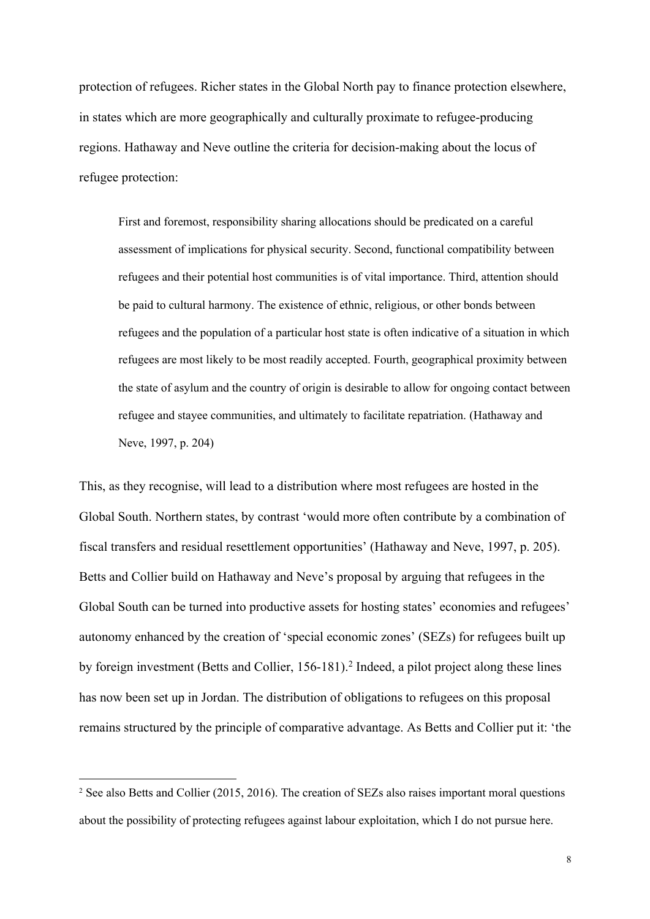protection of refugees. Richer states in the Global North pay to finance protection elsewhere, in states which are more geographically and culturally proximate to refugee-producing regions. Hathaway and Neve outline the criteria for decision-making about the locus of refugee protection:

> First and foremost, responsibility sharing allocations should be predicated on a careful assessment of implications for physical security. Second, functional compatibility between refugees and their potential host communities is of vital importance. Third, attention should be paid to cultural harmony. The existence of ethnic, religious, or other bonds between refugees and the population of a particular host state is often indicative of a situation in which refugees are most likely to be most readily accepted. Fourth, geographical proximity between the state of asylum and the country of origin is desirable to allow for ongoing contact between refugee and stayee communities, and ultimately to facilitate repatriation. (Hathaway and Neve, 1997, p. 204)

This, as they recognise, will lead to a distribution where most refugees are hosted in the Global South. Northern states, by contrast 'would more often contribute by a combination of fiscal transfers and residual resettlement opportunities' (Hathaway and Neve, 1997, p. 205). Betts and Collier build on Hathaway and Neve's proposal by arguing that refugees in the Global South can be turned into productive assets for hosting states' economies and refugees' autonomy enhanced by the creation of 'special economic zones' (SEZs) for refugees built up by foreign investment (Betts and Collier, 156-181).[2] Indeed, a pilot project along these lines has now been set up in Jordan. The distribution of obligations to refugees on this proposal remains structured by the principle of comparative advantage. As Betts and Collier put it: 'the

[2] See also Betts and Collier (2015, 2016). The creation of SEZs also raises important moral questions about the possibility of protecting refugees against labour exploitation, which I do not pursue here.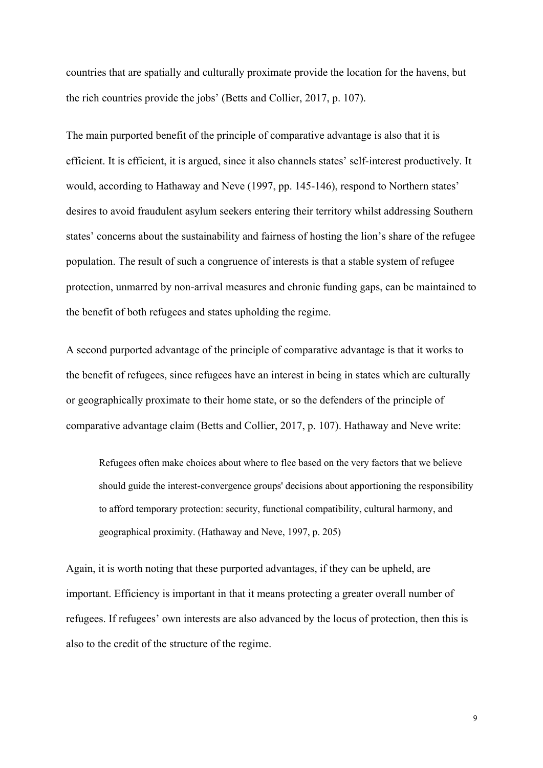countries that are spatially and culturally proximate provide the location for the havens, but the rich countries provide the jobs' (Betts and Collier, 2017, p. 107).

The main purported benefit of the principle of comparative advantage is also that it is efficient. It is efficient, it is argued, since it also channels states' self-interest productively. It would, according to Hathaway and Neve (1997, pp. 145-146), respond to Northern states' desires to avoid fraudulent asylum seekers entering their territory whilst addressing Southern states' concerns about the sustainability and fairness of hosting the lion's share of the refugee population. The result of such a congruence of interests is that a stable system of refugee protection, unmarred by non-arrival measures and chronic funding gaps, can be maintained to the benefit of both refugees and states upholding the regime.

A second purported advantage of the principle of comparative advantage is that it works to the benefit of refugees, since refugees have an interest in being in states which are culturally or geographically proximate to their home state, or so the defenders of the principle of comparative advantage claim (Betts and Collier, 2017, p. 107). Hathaway and Neve write:

> Refugees often make choices about where to flee based on the very factors that we believe should guide the interest-convergence groups' decisions about apportioning the responsibility to afford temporary protection: security, functional compatibility, cultural harmony, and geographical proximity. (Hathaway and Neve, 1997, p. 205)

Again, it is worth noting that these purported advantages, if they can be upheld, are important. Efficiency is important in that it means protecting a greater overall number of refugees. If refugees' own interests are also advanced by the locus of protection, then this is also to the credit of the structure of the regime.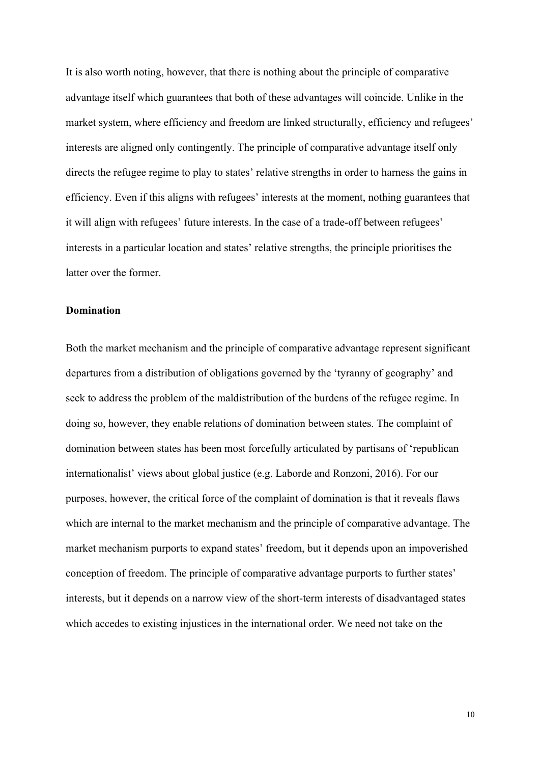It is also worth noting, however, that there is nothing about the principle of comparative advantage itself which guarantees that both of these advantages will coincide. Unlike in the market system, where efficiency and freedom are linked structurally, efficiency and refugees' interests are aligned only contingently. The principle of comparative advantage itself only directs the refugee regime to play to states' relative strengths in order to harness the gains in efficiency. Even if this aligns with refugees' interests at the moment, nothing guarantees that it will align with refugees' future interests. In the case of a trade-off between refugees' interests in a particular location and states' relative strengths, the principle prioritises the latter over the former.

**Domination**

Both the market mechanism and the principle of comparative advantage represent significant departures from a distribution of obligations governed by the 'tyranny of geography' and seek to address the problem of the maldistribution of the burdens of the refugee regime. In doing so, however, they enable relations of domination between states. The complaint of domination between states has been most forcefully articulated by partisans of 'republican internationalist' views about global justice (e.g. Laborde and Ronzoni, 2016). For our purposes, however, the critical force of the complaint of domination is that it reveals flaws which are internal to the market mechanism and the principle of comparative advantage. The market mechanism purports to expand states' freedom, but it depends upon an impoverished conception of freedom. The principle of comparative advantage purports to further states' interests, but it depends on a narrow view of the short-term interests of disadvantaged states which accedes to existing injustices in the international order. We need not take on the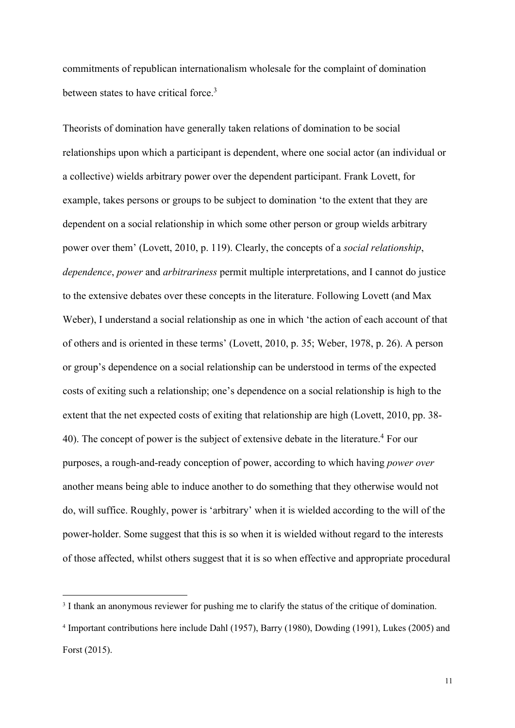commitments of republican internationalism wholesale for the complaint of domination between states to have critical force.[3]

Theorists of domination have generally taken relations of domination to be social relationships upon which a participant is dependent, where one social actor (an individual or a collective) wields arbitrary power over the dependent participant. Frank Lovett, for example, takes persons or groups to be subject to domination 'to the extent that they are dependent on a social relationship in which some other person or group wields arbitrary power over them' (Lovett, 2010, p. 119). Clearly, the concepts of a *social relationship*, *dependence*, *power* and *arbitrariness* permit multiple interpretations, and I cannot do justice to the extensive debates over these concepts in the literature. Following Lovett (and Max Weber), I understand a social relationship as one in which 'the action of each account of that of others and is oriented in these terms' (Lovett, 2010, p. 35; Weber, 1978, p. 26). A person or group's dependence on a social relationship can be understood in terms of the expected costs of exiting such a relationship; one's dependence on a social relationship is high to the extent that the net expected costs of exiting that relationship are high (Lovett, 2010, pp. 38-40). The concept of power is the subject of extensive debate in the literature.[4] For our purposes, a rough-and-ready conception of power, according to which having *power over* another means being able to induce another to do something that they otherwise would not do, will suffice. Roughly, power is 'arbitrary' when it is wielded according to the will of the power-holder. Some suggest that this is so when it is wielded without regard to the interests of those affected, whilst others suggest that it is so when effective and appropriate procedural

---

[3] I thank an anonymous reviewer for pushing me to clarify the status of the critique of domination.

[4] Important contributions here include Dahl (1957), Barry (1980), Dowding (1991), Lukes (2005) and Forst (2015).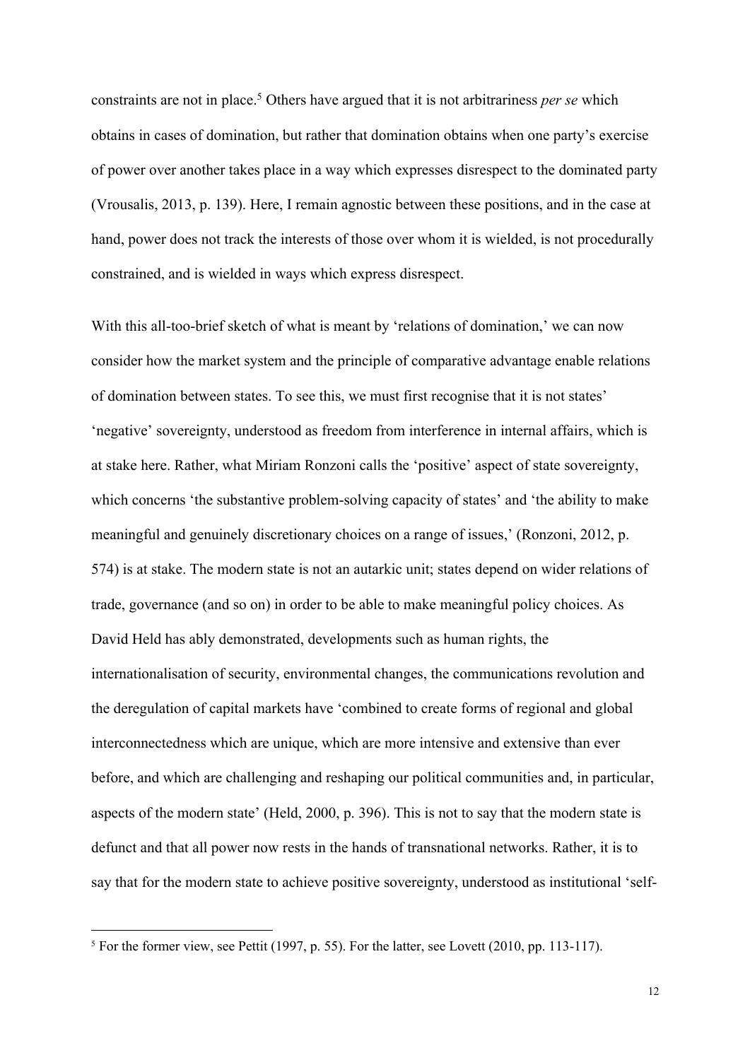constraints are not in place.[5] Others have argued that it is not arbitrariness *per se* which obtains in cases of domination, but rather that domination obtains when one party's exercise of power over another takes place in a way which expresses disrespect to the dominated party (Vrousalis, 2013, p. 139). Here, I remain agnostic between these positions, and in the case at hand, power does not track the interests of those over whom it is wielded, is not procedurally constrained, and is wielded in ways which express disrespect.

With this all-too-brief sketch of what is meant by 'relations of domination,' we can now consider how the market system and the principle of comparative advantage enable relations of domination between states. To see this, we must first recognise that it is not states' 'negative' sovereignty, understood as freedom from interference in internal affairs, which is at stake here. Rather, what Miriam Ronzoni calls the 'positive' aspect of state sovereignty, which concerns 'the substantive problem-solving capacity of states' and 'the ability to make meaningful and genuinely discretionary choices on a range of issues,' (Ronzoni, 2012, p. 574) is at stake. The modern state is not an autarkic unit; states depend on wider relations of trade, governance (and so on) in order to be able to make meaningful policy choices. As David Held has ably demonstrated, developments such as human rights, the internationalisation of security, environmental changes, the communications revolution and the deregulation of capital markets have 'combined to create forms of regional and global interconnectedness which are unique, which are more intensive and extensive than ever before, and which are challenging and reshaping our political communities and, in particular, aspects of the modern state' (Held, 2000, p. 396). This is not to say that the modern state is defunct and that all power now rests in the hands of transnational networks. Rather, it is to say that for the modern state to achieve positive sovereignty, understood as institutional 'self-

[5] For the former view, see Pettit (1997, p. 55). For the latter, see Lovett (2010, pp. 113-117).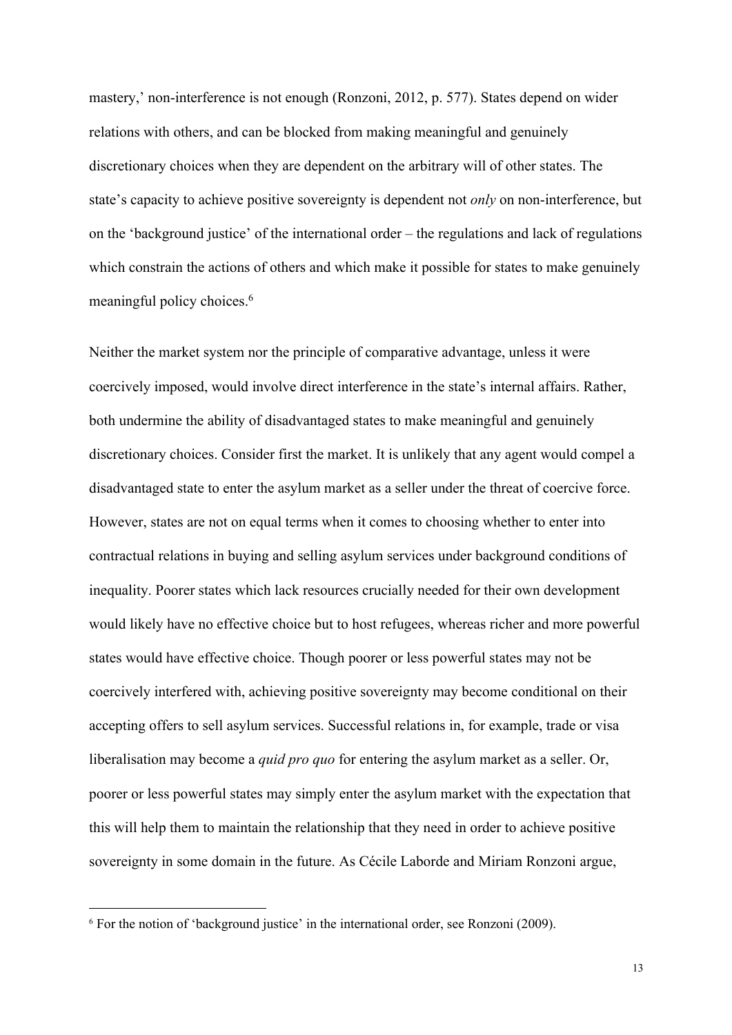mastery,' non-interference is not enough (Ronzoni, 2012, p. 577). States depend on wider relations with others, and can be blocked from making meaningful and genuinely discretionary choices when they are dependent on the arbitrary will of other states. The state's capacity to achieve positive sovereignty is dependent not *only* on non-interference, but on the 'background justice' of the international order – the regulations and lack of regulations which constrain the actions of others and which make it possible for states to make genuinely meaningful policy choices.[6]

Neither the market system nor the principle of comparative advantage, unless it were coercively imposed, would involve direct interference in the state's internal affairs. Rather, both undermine the ability of disadvantaged states to make meaningful and genuinely discretionary choices. Consider first the market. It is unlikely that any agent would compel a disadvantaged state to enter the asylum market as a seller under the threat of coercive force. However, states are not on equal terms when it comes to choosing whether to enter into contractual relations in buying and selling asylum services under background conditions of inequality. Poorer states which lack resources crucially needed for their own development would likely have no effective choice but to host refugees, whereas richer and more powerful states would have effective choice. Though poorer or less powerful states may not be coercively interfered with, achieving positive sovereignty may become conditional on their accepting offers to sell asylum services. Successful relations in, for example, trade or visa liberalisation may become a *quid pro quo* for entering the asylum market as a seller. Or, poorer or less powerful states may simply enter the asylum market with the expectation that this will help them to maintain the relationship that they need in order to achieve positive sovereignty in some domain in the future. As Cécile Laborde and Miriam Ronzoni argue,

[6] For the notion of 'background justice' in the international order, see Ronzoni (2009).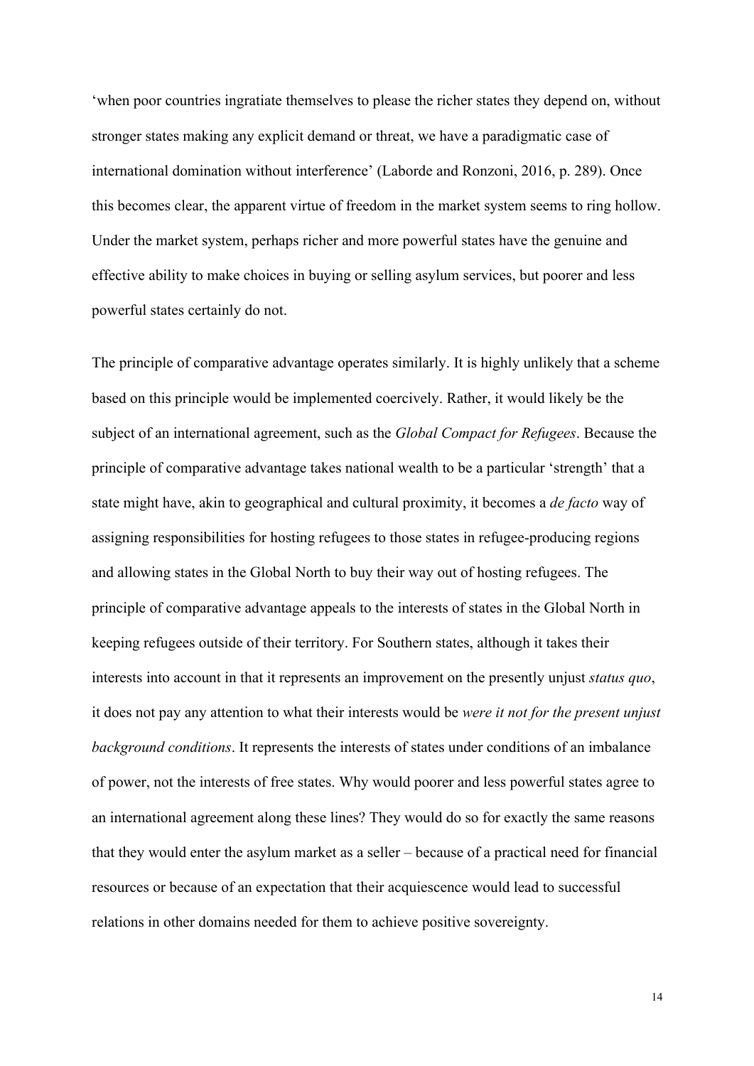'when poor countries ingratiate themselves to please the richer states they depend on, without stronger states making any explicit demand or threat, we have a paradigmatic case of international domination without interference' (Laborde and Ronzoni, 2016, p. 289). Once this becomes clear, the apparent virtue of freedom in the market system seems to ring hollow. Under the market system, perhaps richer and more powerful states have the genuine and effective ability to make choices in buying or selling asylum services, but poorer and less powerful states certainly do not.

The principle of comparative advantage operates similarly. It is highly unlikely that a scheme based on this principle would be implemented coercively. Rather, it would likely be the subject of an international agreement, such as the *Global Compact for Refugees*. Because the principle of comparative advantage takes national wealth to be a particular 'strength' that a state might have, akin to geographical and cultural proximity, it becomes a *de facto* way of assigning responsibilities for hosting refugees to those states in refugee-producing regions and allowing states in the Global North to buy their way out of hosting refugees. The principle of comparative advantage appeals to the interests of states in the Global North in keeping refugees outside of their territory. For Southern states, although it takes their interests into account in that it represents an improvement on the presently unjust *status quo*, it does not pay any attention to what their interests would be *were it not for the present unjust background conditions*. It represents the interests of states under conditions of an imbalance of power, not the interests of free states. Why would poorer and less powerful states agree to an international agreement along these lines? They would do so for exactly the same reasons that they would enter the asylum market as a seller – because of a practical need for financial resources or because of an expectation that their acquiescence would lead to successful relations in other domains needed for them to achieve positive sovereignty.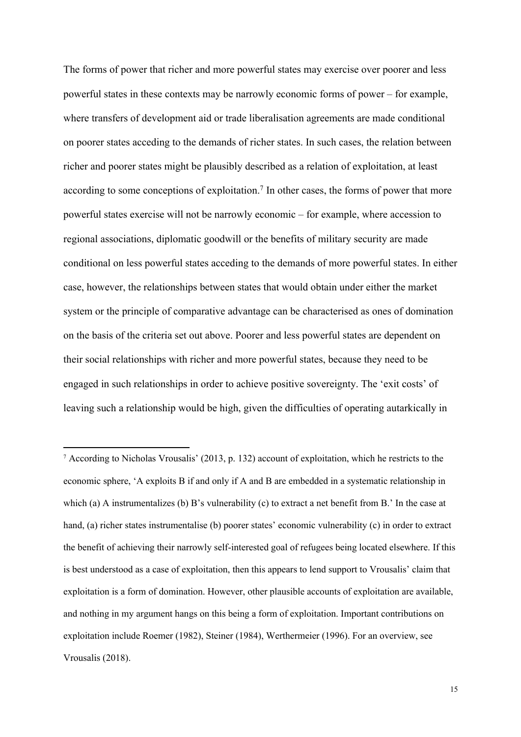The forms of power that richer and more powerful states may exercise over poorer and less powerful states in these contexts may be narrowly economic forms of power – for example, where transfers of development aid or trade liberalisation agreements are made conditional on poorer states acceding to the demands of richer states. In such cases, the relation between richer and poorer states might be plausibly described as a relation of exploitation, at least according to some conceptions of exploitation.[7] In other cases, the forms of power that more powerful states exercise will not be narrowly economic – for example, where accession to regional associations, diplomatic goodwill or the benefits of military security are made conditional on less powerful states acceding to the demands of more powerful states. In either case, however, the relationships between states that would obtain under either the market system or the principle of comparative advantage can be characterised as ones of domination on the basis of the criteria set out above. Poorer and less powerful states are dependent on their social relationships with richer and more powerful states, because they need to be engaged in such relationships in order to achieve positive sovereignty. The 'exit costs' of leaving such a relationship would be high, given the difficulties of operating autarkically in

---

[7] According to Nicholas Vrousalis' (2013, p. 132) account of exploitation, which he restricts to the economic sphere, 'A exploits B if and only if A and B are embedded in a systematic relationship in which (a) A instrumentalizes (b) B's vulnerability (c) to extract a net benefit from B.' In the case at hand, (a) richer states instrumentalise (b) poorer states' economic vulnerability (c) in order to extract the benefit of achieving their narrowly self-interested goal of refugees being located elsewhere. If this is best understood as a case of exploitation, then this appears to lend support to Vrousalis' claim that exploitation is a form of domination. However, other plausible accounts of exploitation are available, and nothing in my argument hangs on this being a form of exploitation. Important contributions on exploitation include Roemer (1982), Steiner (1984), Werthermeier (1996). For an overview, see Vrousalis (2018).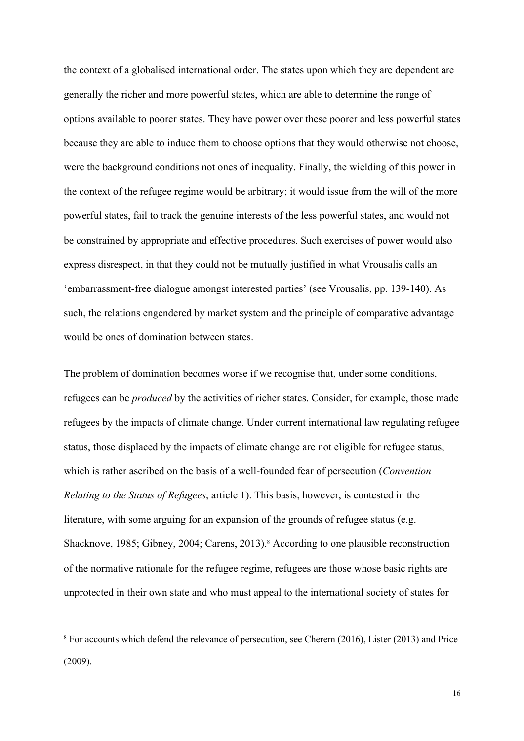the context of a globalised international order. The states upon which they are dependent are generally the richer and more powerful states, which are able to determine the range of options available to poorer states. They have power over these poorer and less powerful states because they are able to induce them to choose options that they would otherwise not choose, were the background conditions not ones of inequality. Finally, the wielding of this power in the context of the refugee regime would be arbitrary; it would issue from the will of the more powerful states, fail to track the genuine interests of the less powerful states, and would not be constrained by appropriate and effective procedures. Such exercises of power would also express disrespect, in that they could not be mutually justified in what Vrousalis calls an 'embarrassment-free dialogue amongst interested parties' (see Vrousalis, pp. 139-140). As such, the relations engendered by market system and the principle of comparative advantage would be ones of domination between states.

The problem of domination becomes worse if we recognise that, under some conditions, refugees can be *produced* by the activities of richer states. Consider, for example, those made refugees by the impacts of climate change. Under current international law regulating refugee status, those displaced by the impacts of climate change are not eligible for refugee status, which is rather ascribed on the basis of a well-founded fear of persecution (*Convention Relating to the Status of Refugees*, article 1). This basis, however, is contested in the literature, with some arguing for an expansion of the grounds of refugee status (e.g. Shacknove, 1985; Gibney, 2004; Carens, 2013).[8] According to one plausible reconstruction of the normative rationale for the refugee regime, refugees are those whose basic rights are unprotected in their own state and who must appeal to the international society of states for

[8] For accounts which defend the relevance of persecution, see Cherem (2016), Lister (2013) and Price (2009).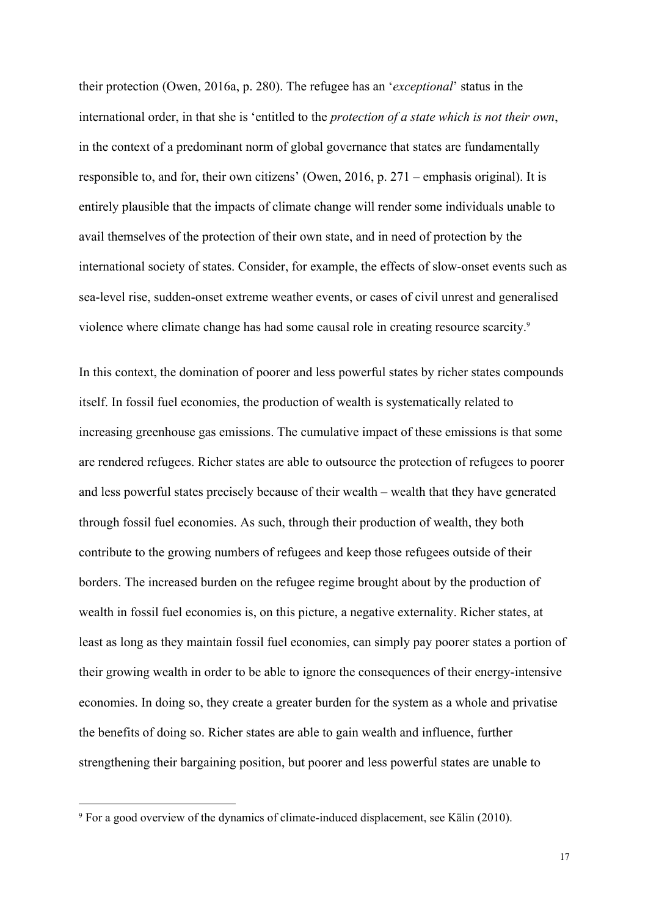their protection (Owen, 2016a, p. 280). The refugee has an '*exceptional*' status in the international order, in that she is 'entitled to the *protection of a state which is not their own*, in the context of a predominant norm of global governance that states are fundamentally responsible to, and for, their own citizens' (Owen, 2016, p. 271 – emphasis original). It is entirely plausible that the impacts of climate change will render some individuals unable to avail themselves of the protection of their own state, and in need of protection by the international society of states. Consider, for example, the effects of slow-onset events such as sea-level rise, sudden-onset extreme weather events, or cases of civil unrest and generalised violence where climate change has had some causal role in creating resource scarcity.[9]

In this context, the domination of poorer and less powerful states by richer states compounds itself. In fossil fuel economies, the production of wealth is systematically related to increasing greenhouse gas emissions. The cumulative impact of these emissions is that some are rendered refugees. Richer states are able to outsource the protection of refugees to poorer and less powerful states precisely because of their wealth – wealth that they have generated through fossil fuel economies. As such, through their production of wealth, they both contribute to the growing numbers of refugees and keep those refugees outside of their borders. The increased burden on the refugee regime brought about by the production of wealth in fossil fuel economies is, on this picture, a negative externality. Richer states, at least as long as they maintain fossil fuel economies, can simply pay poorer states a portion of their growing wealth in order to be able to ignore the consequences of their energy-intensive economies. In doing so, they create a greater burden for the system as a whole and privatise the benefits of doing so. Richer states are able to gain wealth and influence, further strengthening their bargaining position, but poorer and less powerful states are unable to

[9] For a good overview of the dynamics of climate-induced displacement, see Kälin (2010).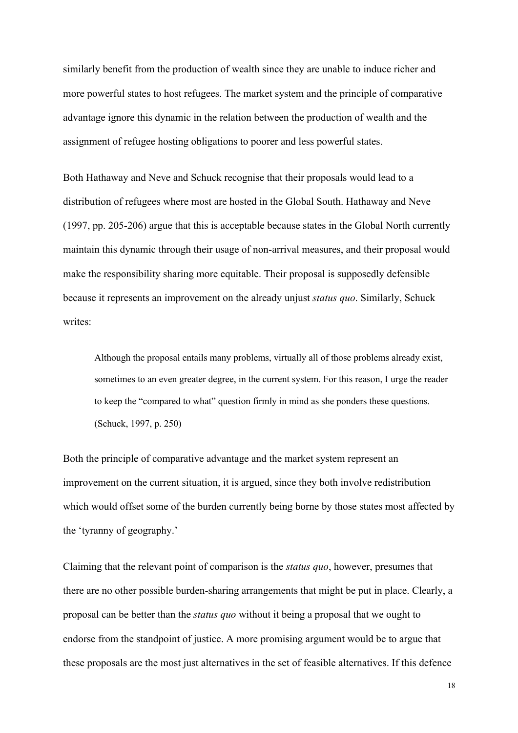similarly benefit from the production of wealth since they are unable to induce richer and more powerful states to host refugees. The market system and the principle of comparative advantage ignore this dynamic in the relation between the production of wealth and the assignment of refugee hosting obligations to poorer and less powerful states.

Both Hathaway and Neve and Schuck recognise that their proposals would lead to a distribution of refugees where most are hosted in the Global South. Hathaway and Neve (1997, pp. 205-206) argue that this is acceptable because states in the Global North currently maintain this dynamic through their usage of non-arrival measures, and their proposal would make the responsibility sharing more equitable. Their proposal is supposedly defensible because it represents an improvement on the already unjust *status quo*. Similarly, Schuck writes:

> Although the proposal entails many problems, virtually all of those problems already exist, sometimes to an even greater degree, in the current system. For this reason, I urge the reader to keep the "compared to what" question firmly in mind as she ponders these questions. (Schuck, 1997, p. 250)

Both the principle of comparative advantage and the market system represent an improvement on the current situation, it is argued, since they both involve redistribution which would offset some of the burden currently being borne by those states most affected by the 'tyranny of geography.'

Claiming that the relevant point of comparison is the *status quo*, however, presumes that there are no other possible burden-sharing arrangements that might be put in place. Clearly, a proposal can be better than the *status quo* without it being a proposal that we ought to endorse from the standpoint of justice. A more promising argument would be to argue that these proposals are the most just alternatives in the set of feasible alternatives. If this defence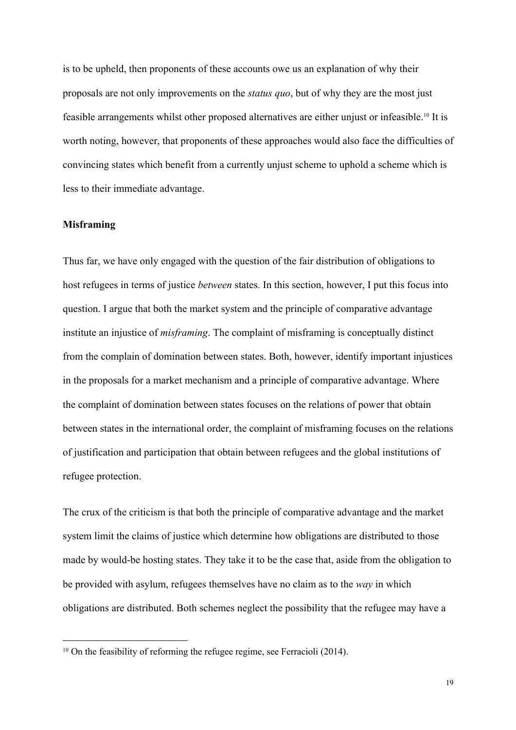is to be upheld, then proponents of these accounts owe us an explanation of why their proposals are not only improvements on the *status quo*, but of why they are the most just feasible arrangements whilst other proposed alternatives are either unjust or infeasible.[10] It is worth noting, however, that proponents of these approaches would also face the difficulties of convincing states which benefit from a currently unjust scheme to uphold a scheme which is less to their immediate advantage.

**Misframing**

Thus far, we have only engaged with the question of the fair distribution of obligations to host refugees in terms of justice *between* states. In this section, however, I put this focus into question. I argue that both the market system and the principle of comparative advantage institute an injustice of *misframing*. The complaint of misframing is conceptually distinct from the complain of domination between states. Both, however, identify important injustices in the proposals for a market mechanism and a principle of comparative advantage. Where the complaint of domination between states focuses on the relations of power that obtain between states in the international order, the complaint of misframing focuses on the relations of justification and participation that obtain between refugees and the global institutions of refugee protection.

The crux of the criticism is that both the principle of comparative advantage and the market system limit the claims of justice which determine how obligations are distributed to those made by would-be hosting states. They take it to be the case that, aside from the obligation to be provided with asylum, refugees themselves have no claim as to the *way* in which obligations are distributed. Both schemes neglect the possibility that the refugee may have a

[10] On the feasibility of reforming the refugee regime, see Ferracioli (2014).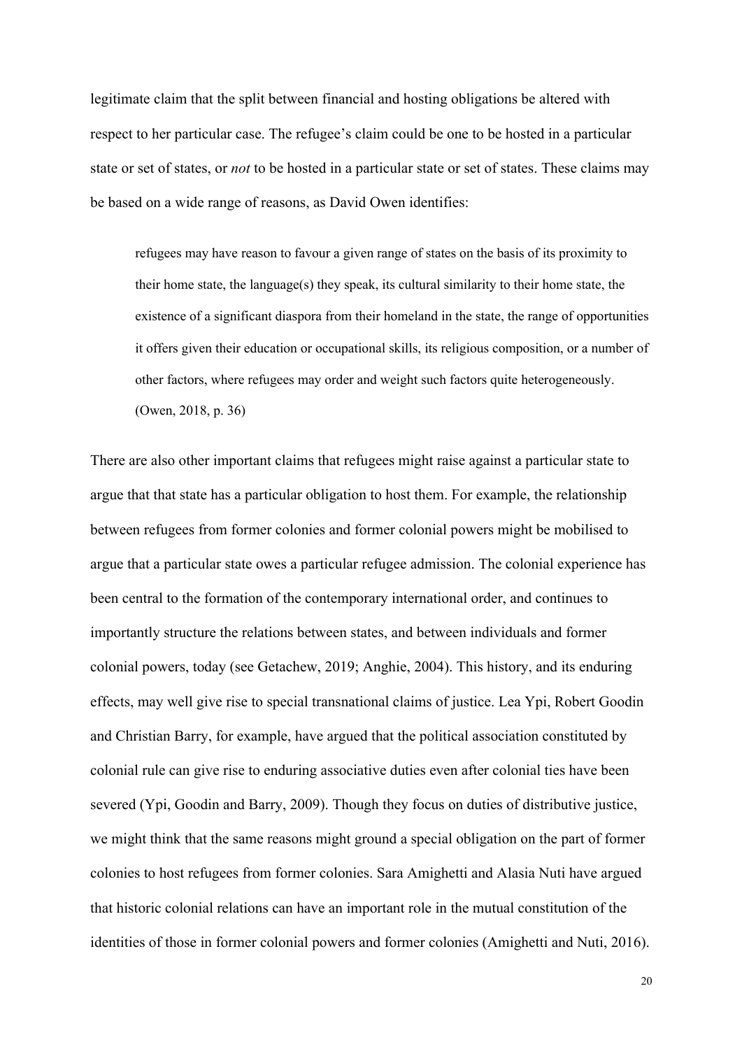legitimate claim that the split between financial and hosting obligations be altered with respect to her particular case. The refugee's claim could be one to be hosted in a particular state or set of states, or *not* to be hosted in a particular state or set of states. These claims may be based on a wide range of reasons, as David Owen identifies:

> refugees may have reason to favour a given range of states on the basis of its proximity to their home state, the language(s) they speak, its cultural similarity to their home state, the existence of a significant diaspora from their homeland in the state, the range of opportunities it offers given their education or occupational skills, its religious composition, or a number of other factors, where refugees may order and weight such factors quite heterogeneously. (Owen, 2018, p. 36)

There are also other important claims that refugees might raise against a particular state to argue that that state has a particular obligation to host them. For example, the relationship between refugees from former colonies and former colonial powers might be mobilised to argue that a particular state owes a particular refugee admission. The colonial experience has been central to the formation of the contemporary international order, and continues to importantly structure the relations between states, and between individuals and former colonial powers, today (see Getachew, 2019; Anghie, 2004). This history, and its enduring effects, may well give rise to special transnational claims of justice. Lea Ypi, Robert Goodin and Christian Barry, for example, have argued that the political association constituted by colonial rule can give rise to enduring associative duties even after colonial ties have been severed (Ypi, Goodin and Barry, 2009). Though they focus on duties of distributive justice, we might think that the same reasons might ground a special obligation on the part of former colonies to host refugees from former colonies. Sara Amighetti and Alasia Nuti have argued that historic colonial relations can have an important role in the mutual constitution of the identities of those in former colonial powers and former colonies (Amighetti and Nuti, 2016).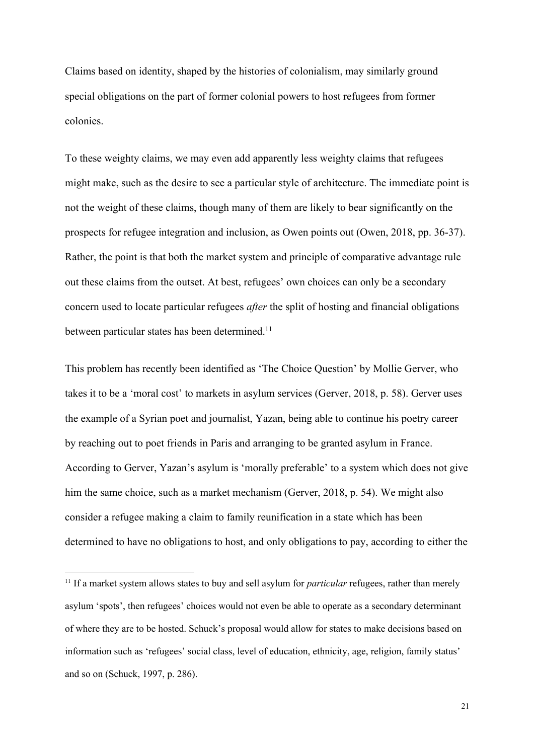Claims based on identity, shaped by the histories of colonialism, may similarly ground special obligations on the part of former colonial powers to host refugees from former colonies.

To these weighty claims, we may even add apparently less weighty claims that refugees might make, such as the desire to see a particular style of architecture. The immediate point is not the weight of these claims, though many of them are likely to bear significantly on the prospects for refugee integration and inclusion, as Owen points out (Owen, 2018, pp. 36-37). Rather, the point is that both the market system and principle of comparative advantage rule out these claims from the outset. At best, refugees' own choices can only be a secondary concern used to locate particular refugees *after* the split of hosting and financial obligations between particular states has been determined.[11]

This problem has recently been identified as 'The Choice Question' by Mollie Gerver, who takes it to be a 'moral cost' to markets in asylum services (Gerver, 2018, p. 58). Gerver uses the example of a Syrian poet and journalist, Yazan, being able to continue his poetry career by reaching out to poet friends in Paris and arranging to be granted asylum in France. According to Gerver, Yazan's asylum is 'morally preferable' to a system which does not give him the same choice, such as a market mechanism (Gerver, 2018, p. 54). We might also consider a refugee making a claim to family reunification in a state which has been determined to have no obligations to host, and only obligations to pay, according to either the

---

[11] If a market system allows states to buy and sell asylum for *particular* refugees, rather than merely asylum 'spots', then refugees' choices would not even be able to operate as a secondary determinant of where they are to be hosted. Schuck's proposal would allow for states to make decisions based on information such as 'refugees' social class, level of education, ethnicity, age, religion, family status' and so on (Schuck, 1997, p. 286).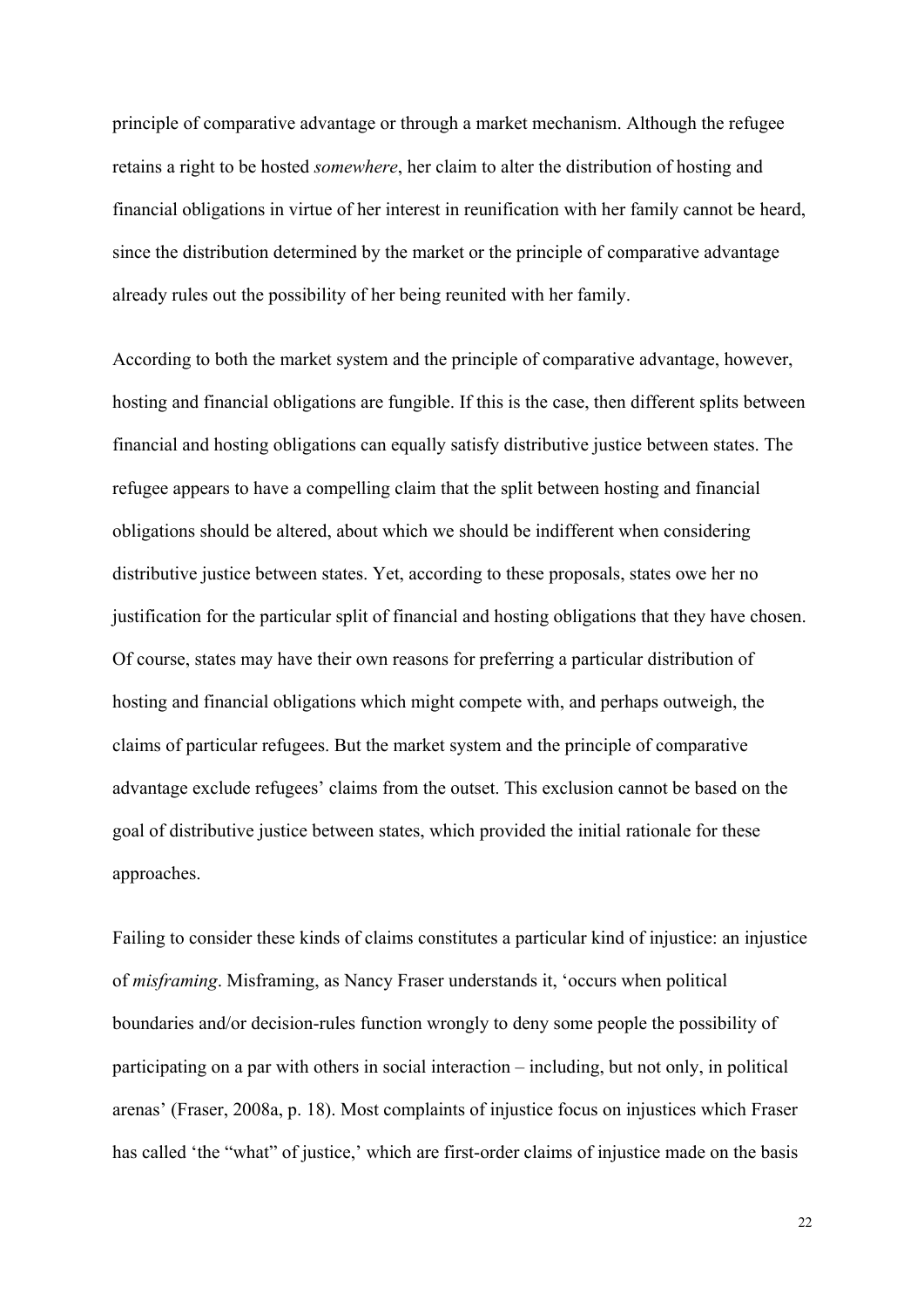principle of comparative advantage or through a market mechanism. Although the refugee retains a right to be hosted *somewhere*, her claim to alter the distribution of hosting and financial obligations in virtue of her interest in reunification with her family cannot be heard, since the distribution determined by the market or the principle of comparative advantage already rules out the possibility of her being reunited with her family.

According to both the market system and the principle of comparative advantage, however, hosting and financial obligations are fungible. If this is the case, then different splits between financial and hosting obligations can equally satisfy distributive justice between states. The refugee appears to have a compelling claim that the split between hosting and financial obligations should be altered, about which we should be indifferent when considering distributive justice between states. Yet, according to these proposals, states owe her no justification for the particular split of financial and hosting obligations that they have chosen. Of course, states may have their own reasons for preferring a particular distribution of hosting and financial obligations which might compete with, and perhaps outweigh, the claims of particular refugees. But the market system and the principle of comparative advantage exclude refugees' claims from the outset. This exclusion cannot be based on the goal of distributive justice between states, which provided the initial rationale for these approaches.

Failing to consider these kinds of claims constitutes a particular kind of injustice: an injustice of *misframing*. Misframing, as Nancy Fraser understands it, 'occurs when political boundaries and/or decision-rules function wrongly to deny some people the possibility of participating on a par with others in social interaction – including, but not only, in political arenas' (Fraser, 2008a, p. 18). Most complaints of injustice focus on injustices which Fraser has called 'the "what" of justice,' which are first-order claims of injustice made on the basis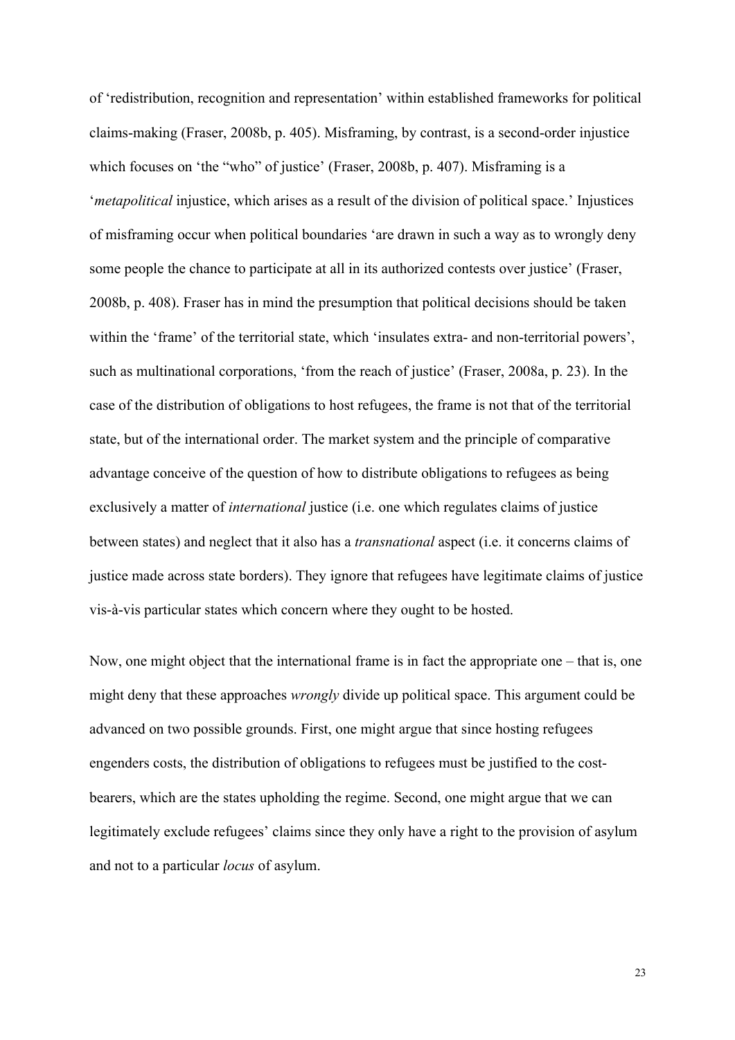of 'redistribution, recognition and representation' within established frameworks for political claims-making (Fraser, 2008b, p. 405). Misframing, by contrast, is a second-order injustice which focuses on 'the "who" of justice' (Fraser, 2008b, p. 407). Misframing is a '*metapolitical* injustice, which arises as a result of the division of political space.' Injustices of misframing occur when political boundaries 'are drawn in such a way as to wrongly deny some people the chance to participate at all in its authorized contests over justice' (Fraser, 2008b, p. 408). Fraser has in mind the presumption that political decisions should be taken within the 'frame' of the territorial state, which 'insulates extra- and non-territorial powers', such as multinational corporations, 'from the reach of justice' (Fraser, 2008a, p. 23). In the case of the distribution of obligations to host refugees, the frame is not that of the territorial state, but of the international order. The market system and the principle of comparative advantage conceive of the question of how to distribute obligations to refugees as being exclusively a matter of *international* justice (i.e. one which regulates claims of justice between states) and neglect that it also has a *transnational* aspect (i.e. it concerns claims of justice made across state borders). They ignore that refugees have legitimate claims of justice vis-à-vis particular states which concern where they ought to be hosted.

Now, one might object that the international frame is in fact the appropriate one – that is, one might deny that these approaches *wrongly* divide up political space. This argument could be advanced on two possible grounds. First, one might argue that since hosting refugees engenders costs, the distribution of obligations to refugees must be justified to the cost-bearers, which are the states upholding the regime. Second, one might argue that we can legitimately exclude refugees' claims since they only have a right to the provision of asylum and not to a particular *locus* of asylum.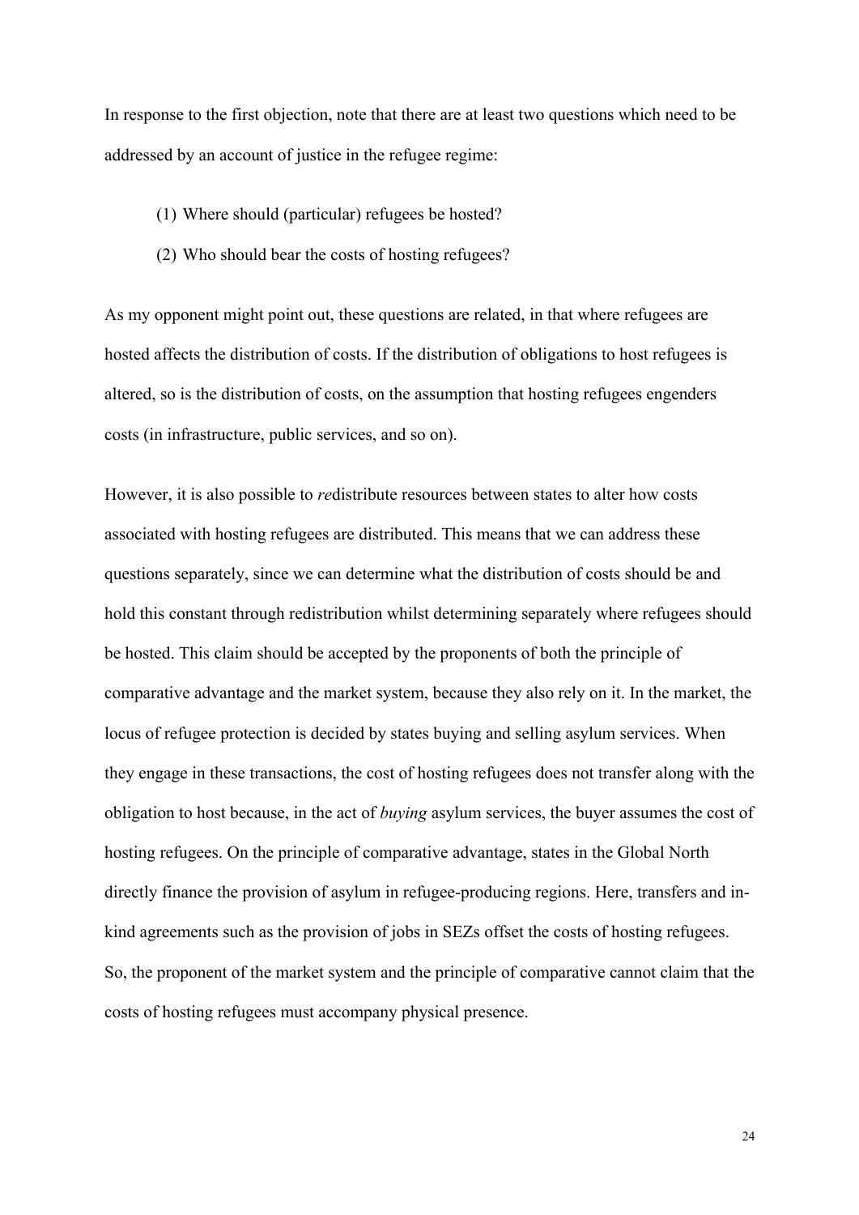In response to the first objection, note that there are at least two questions which need to be addressed by an account of justice in the refugee regime:

(1) Where should (particular) refugees be hosted?

(2) Who should bear the costs of hosting refugees?

As my opponent might point out, these questions are related, in that where refugees are hosted affects the distribution of costs. If the distribution of obligations to host refugees is altered, so is the distribution of costs, on the assumption that hosting refugees engenders costs (in infrastructure, public services, and so on).

However, it is also possible to *re*distribute resources between states to alter how costs associated with hosting refugees are distributed. This means that we can address these questions separately, since we can determine what the distribution of costs should be and hold this constant through redistribution whilst determining separately where refugees should be hosted. This claim should be accepted by the proponents of both the principle of comparative advantage and the market system, because they also rely on it. In the market, the locus of refugee protection is decided by states buying and selling asylum services. When they engage in these transactions, the cost of hosting refugees does not transfer along with the obligation to host because, in the act of *buying* asylum services, the buyer assumes the cost of hosting refugees. On the principle of comparative advantage, states in the Global North directly finance the provision of asylum in refugee-producing regions. Here, transfers and in-kind agreements such as the provision of jobs in SEZs offset the costs of hosting refugees. So, the proponent of the market system and the principle of comparative cannot claim that the costs of hosting refugees must accompany physical presence.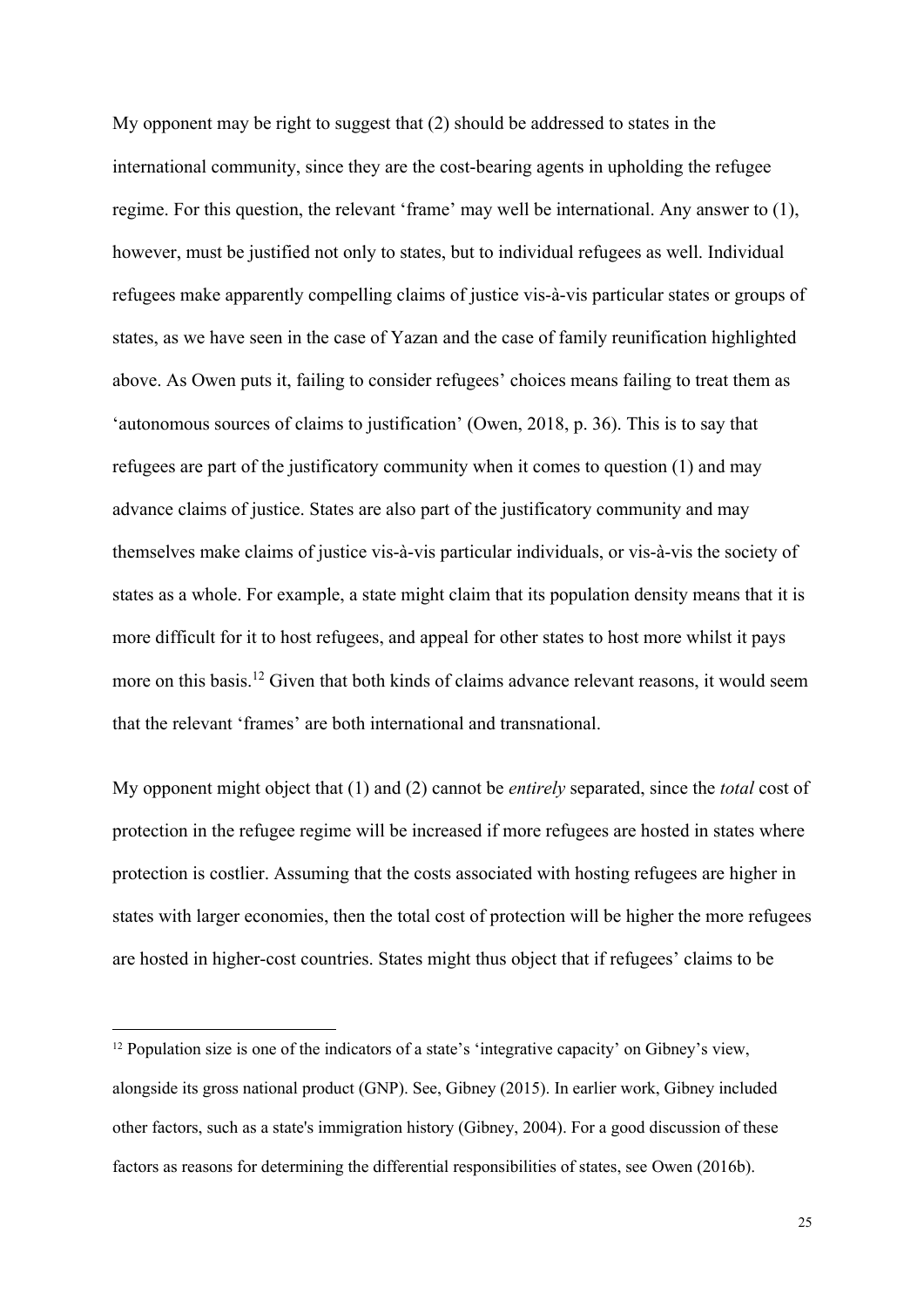My opponent may be right to suggest that (2) should be addressed to states in the international community, since they are the cost-bearing agents in upholding the refugee regime. For this question, the relevant 'frame' may well be international. Any answer to (1), however, must be justified not only to states, but to individual refugees as well. Individual refugees make apparently compelling claims of justice vis-à-vis particular states or groups of states, as we have seen in the case of Yazan and the case of family reunification highlighted above. As Owen puts it, failing to consider refugees' choices means failing to treat them as 'autonomous sources of claims to justification' (Owen, 2018, p. 36). This is to say that refugees are part of the justificatory community when it comes to question (1) and may advance claims of justice. States are also part of the justificatory community and may themselves make claims of justice vis-à-vis particular individuals, or vis-à-vis the society of states as a whole. For example, a state might claim that its population density means that it is more difficult for it to host refugees, and appeal for other states to host more whilst it pays more on this basis.[12] Given that both kinds of claims advance relevant reasons, it would seem that the relevant 'frames' are both international and transnational.

My opponent might object that (1) and (2) cannot be *entirely* separated, since the *total* cost of protection in the refugee regime will be increased if more refugees are hosted in states where protection is costlier. Assuming that the costs associated with hosting refugees are higher in states with larger economies, then the total cost of protection will be higher the more refugees are hosted in higher-cost countries. States might thus object that if refugees' claims to be

[12] Population size is one of the indicators of a state's 'integrative capacity' on Gibney's view, alongside its gross national product (GNP). See, Gibney (2015). In earlier work, Gibney included other factors, such as a state's immigration history (Gibney, 2004). For a good discussion of these factors as reasons for determining the differential responsibilities of states, see Owen (2016b).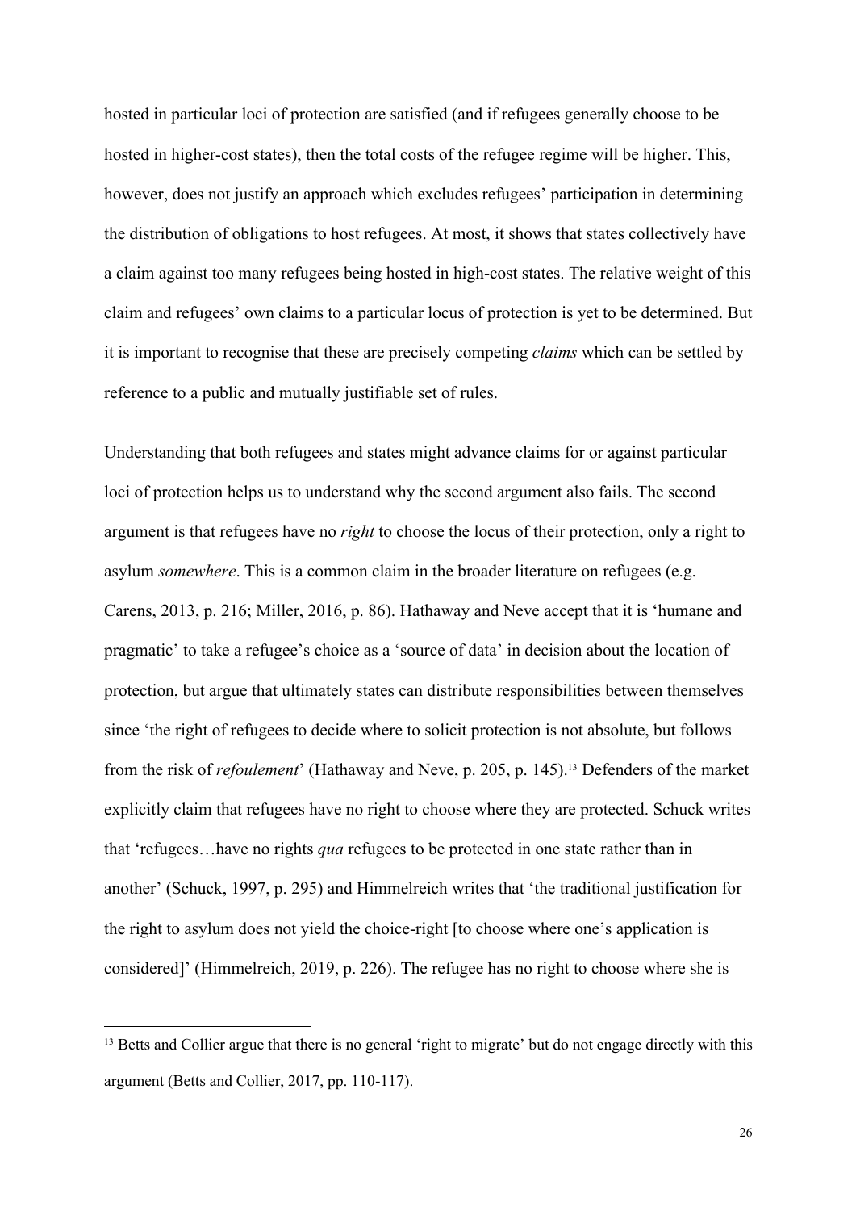hosted in particular loci of protection are satisfied (and if refugees generally choose to be hosted in higher-cost states), then the total costs of the refugee regime will be higher. This, however, does not justify an approach which excludes refugees' participation in determining the distribution of obligations to host refugees. At most, it shows that states collectively have a claim against too many refugees being hosted in high-cost states. The relative weight of this claim and refugees' own claims to a particular locus of protection is yet to be determined. But it is important to recognise that these are precisely competing *claims* which can be settled by reference to a public and mutually justifiable set of rules.

Understanding that both refugees and states might advance claims for or against particular loci of protection helps us to understand why the second argument also fails. The second argument is that refugees have no *right* to choose the locus of their protection, only a right to asylum *somewhere*. This is a common claim in the broader literature on refugees (e.g. Carens, 2013, p. 216; Miller, 2016, p. 86). Hathaway and Neve accept that it is 'humane and pragmatic' to take a refugee's choice as a 'source of data' in decision about the location of protection, but argue that ultimately states can distribute responsibilities between themselves since 'the right of refugees to decide where to solicit protection is not absolute, but follows from the risk of *refoulement*' (Hathaway and Neve, p. 205, p. 145).[13] Defenders of the market explicitly claim that refugees have no right to choose where they are protected. Schuck writes that 'refugees…have no rights *qua* refugees to be protected in one state rather than in another' (Schuck, 1997, p. 295) and Himmelreich writes that 'the traditional justification for the right to asylum does not yield the choice-right [to choose where one's application is considered]' (Himmelreich, 2019, p. 226). The refugee has no right to choose where she is

[13] Betts and Collier argue that there is no general 'right to migrate' but do not engage directly with this argument (Betts and Collier, 2017, pp. 110-117).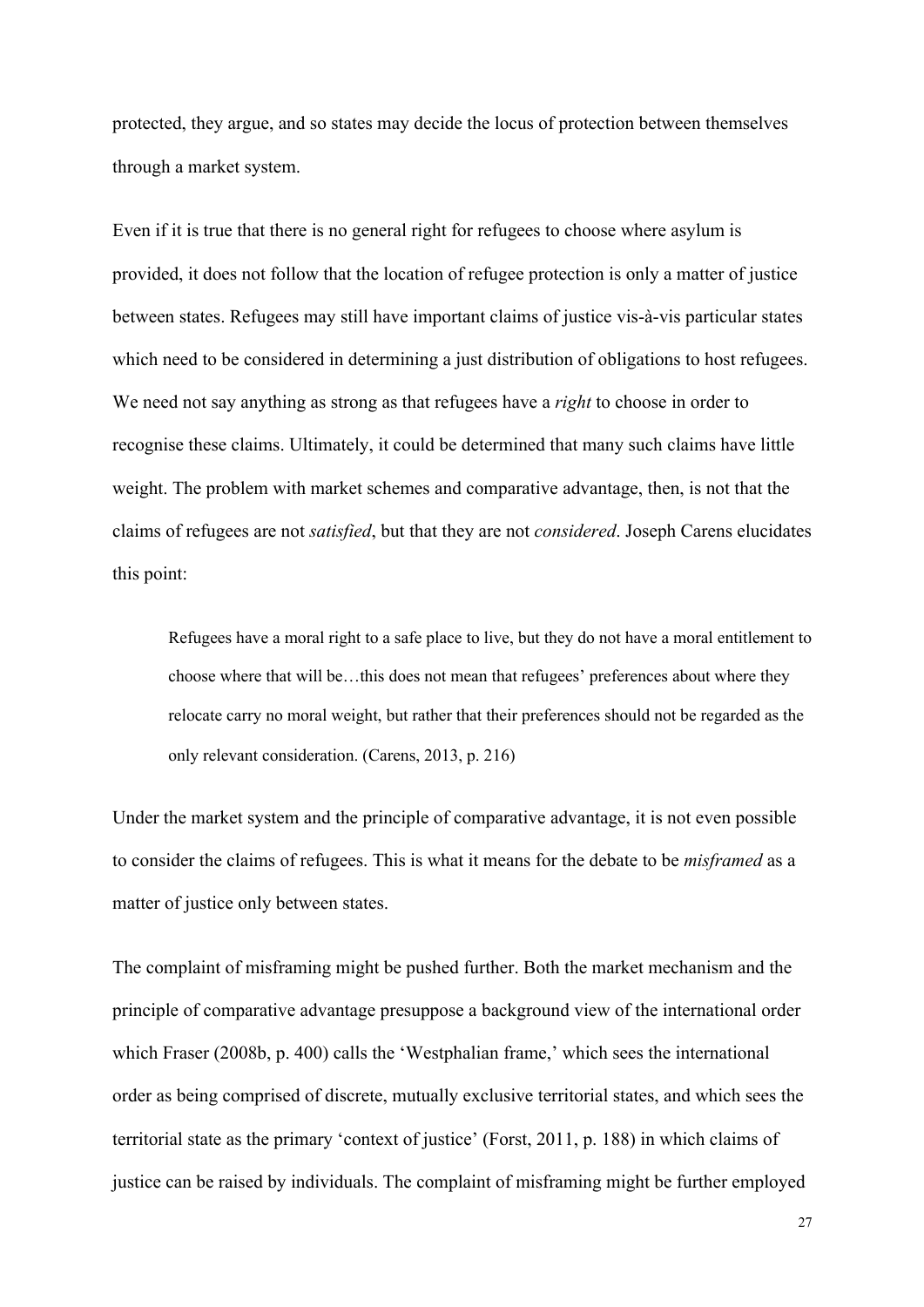protected, they argue, and so states may decide the locus of protection between themselves through a market system.

Even if it is true that there is no general right for refugees to choose where asylum is provided, it does not follow that the location of refugee protection is only a matter of justice between states. Refugees may still have important claims of justice vis-à-vis particular states which need to be considered in determining a just distribution of obligations to host refugees. We need not say anything as strong as that refugees have a *right* to choose in order to recognise these claims. Ultimately, it could be determined that many such claims have little weight. The problem with market schemes and comparative advantage, then, is not that the claims of refugees are not *satisfied*, but that they are not *considered*. Joseph Carens elucidates this point:

> Refugees have a moral right to a safe place to live, but they do not have a moral entitlement to choose where that will be…this does not mean that refugees' preferences about where they relocate carry no moral weight, but rather that their preferences should not be regarded as the only relevant consideration. (Carens, 2013, p. 216)

Under the market system and the principle of comparative advantage, it is not even possible to consider the claims of refugees. This is what it means for the debate to be *misframed* as a matter of justice only between states.

The complaint of misframing might be pushed further. Both the market mechanism and the principle of comparative advantage presuppose a background view of the international order which Fraser (2008b, p. 400) calls the 'Westphalian frame,' which sees the international order as being comprised of discrete, mutually exclusive territorial states, and which sees the territorial state as the primary 'context of justice' (Forst, 2011, p. 188) in which claims of justice can be raised by individuals. The complaint of misframing might be further employed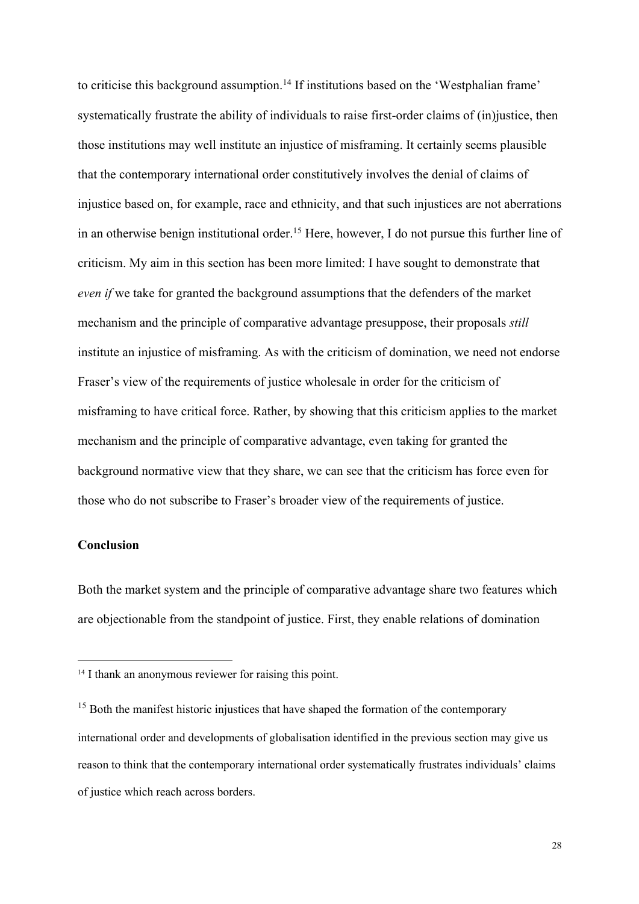to criticise this background assumption.[14] If institutions based on the 'Westphalian frame' systematically frustrate the ability of individuals to raise first-order claims of (in)justice, then those institutions may well institute an injustice of misframing. It certainly seems plausible that the contemporary international order constitutively involves the denial of claims of injustice based on, for example, race and ethnicity, and that such injustices are not aberrations in an otherwise benign institutional order.[15] Here, however, I do not pursue this further line of criticism. My aim in this section has been more limited: I have sought to demonstrate that *even if* we take for granted the background assumptions that the defenders of the market mechanism and the principle of comparative advantage presuppose, their proposals *still* institute an injustice of misframing. As with the criticism of domination, we need not endorse Fraser's view of the requirements of justice wholesale in order for the criticism of misframing to have critical force. Rather, by showing that this criticism applies to the market mechanism and the principle of comparative advantage, even taking for granted the background normative view that they share, we can see that the criticism has force even for those who do not subscribe to Fraser's broader view of the requirements of justice.

## Conclusion

Both the market system and the principle of comparative advantage share two features which are objectionable from the standpoint of justice. First, they enable relations of domination

---

[14] I thank an anonymous reviewer for raising this point.

[15] Both the manifest historic injustices that have shaped the formation of the contemporary international order and developments of globalisation identified in the previous section may give us reason to think that the contemporary international order systematically frustrates individuals' claims of justice which reach across borders.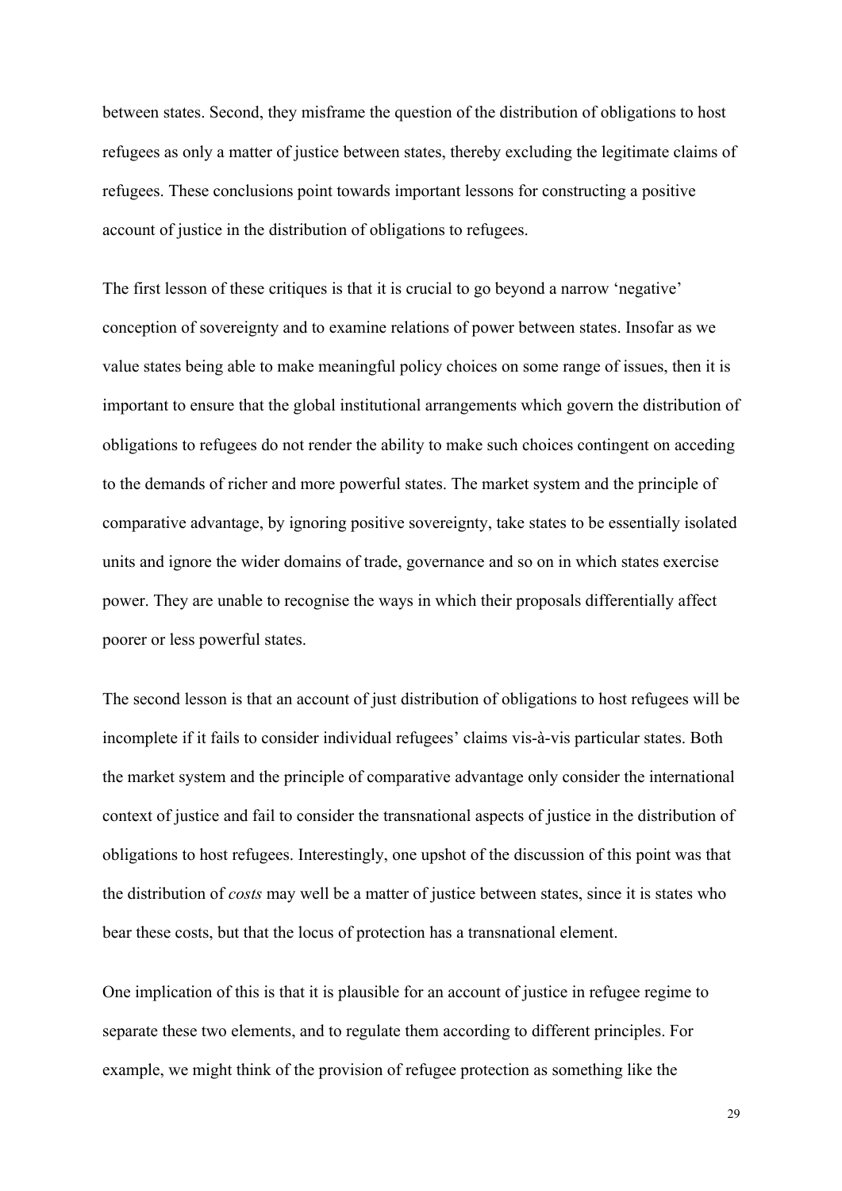between states. Second, they misframe the question of the distribution of obligations to host refugees as only a matter of justice between states, thereby excluding the legitimate claims of refugees. These conclusions point towards important lessons for constructing a positive account of justice in the distribution of obligations to refugees.

The first lesson of these critiques is that it is crucial to go beyond a narrow 'negative' conception of sovereignty and to examine relations of power between states. Insofar as we value states being able to make meaningful policy choices on some range of issues, then it is important to ensure that the global institutional arrangements which govern the distribution of obligations to refugees do not render the ability to make such choices contingent on acceding to the demands of richer and more powerful states. The market system and the principle of comparative advantage, by ignoring positive sovereignty, take states to be essentially isolated units and ignore the wider domains of trade, governance and so on in which states exercise power. They are unable to recognise the ways in which their proposals differentially affect poorer or less powerful states.

The second lesson is that an account of just distribution of obligations to host refugees will be incomplete if it fails to consider individual refugees' claims vis-à-vis particular states. Both the market system and the principle of comparative advantage only consider the international context of justice and fail to consider the transnational aspects of justice in the distribution of obligations to host refugees. Interestingly, one upshot of the discussion of this point was that the distribution of *costs* may well be a matter of justice between states, since it is states who bear these costs, but that the locus of protection has a transnational element.

One implication of this is that it is plausible for an account of justice in refugee regime to separate these two elements, and to regulate them according to different principles. For example, we might think of the provision of refugee protection as something like the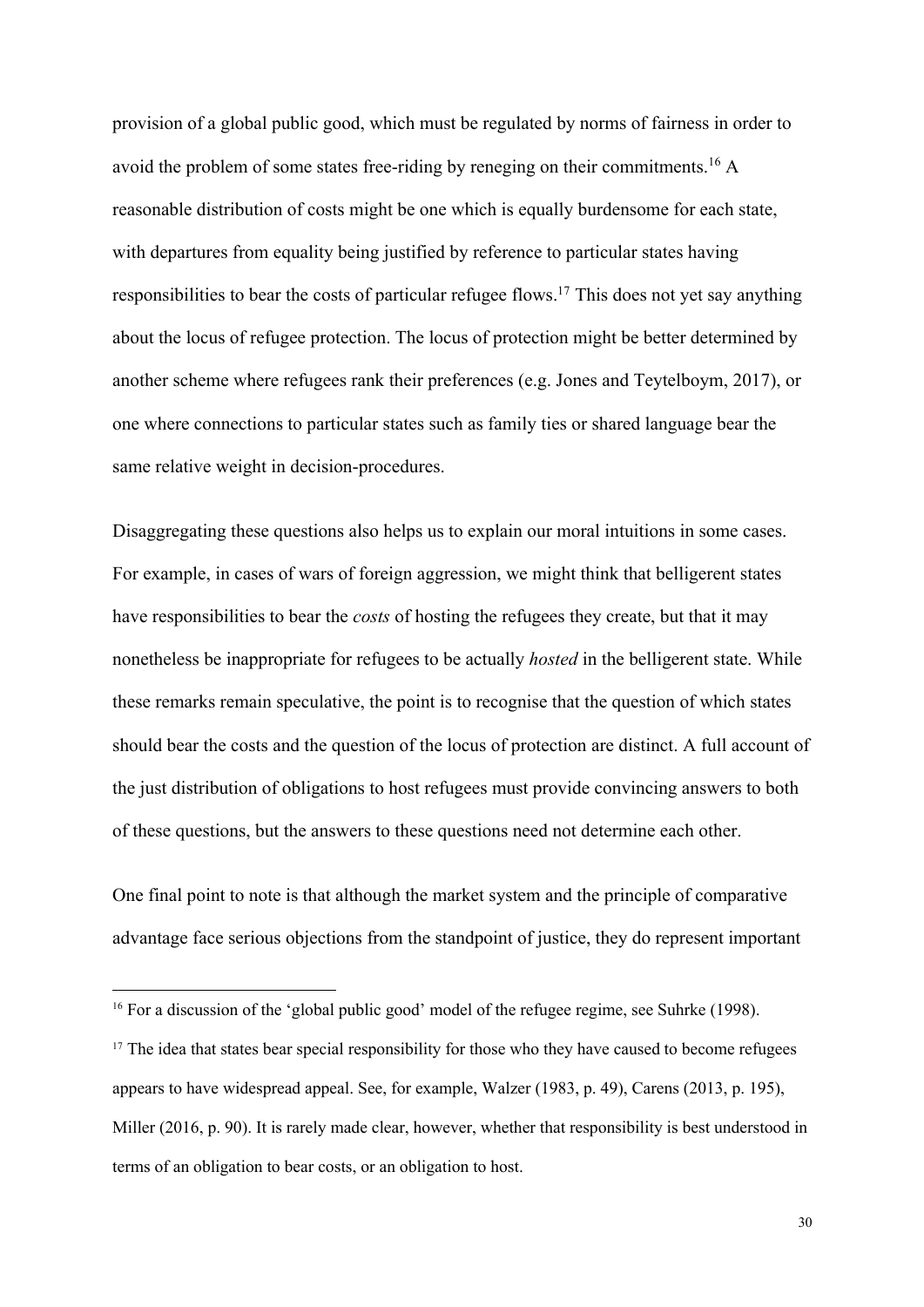provision of a global public good, which must be regulated by norms of fairness in order to avoid the problem of some states free-riding by reneging on their commitments.[16] A reasonable distribution of costs might be one which is equally burdensome for each state, with departures from equality being justified by reference to particular states having responsibilities to bear the costs of particular refugee flows.[17] This does not yet say anything about the locus of refugee protection. The locus of protection might be better determined by another scheme where refugees rank their preferences (e.g. Jones and Teytelboym, 2017), or one where connections to particular states such as family ties or shared language bear the same relative weight in decision-procedures.

Disaggregating these questions also helps us to explain our moral intuitions in some cases. For example, in cases of wars of foreign aggression, we might think that belligerent states have responsibilities to bear the *costs* of hosting the refugees they create, but that it may nonetheless be inappropriate for refugees to be actually *hosted* in the belligerent state. While these remarks remain speculative, the point is to recognise that the question of which states should bear the costs and the question of the locus of protection are distinct. A full account of the just distribution of obligations to host refugees must provide convincing answers to both of these questions, but the answers to these questions need not determine each other.

One final point to note is that although the market system and the principle of comparative advantage face serious objections from the standpoint of justice, they do represent important

[16] For a discussion of the 'global public good' model of the refugee regime, see Suhrke (1998).

[17] The idea that states bear special responsibility for those who they have caused to become refugees appears to have widespread appeal. See, for example, Walzer (1983, p. 49), Carens (2013, p. 195), Miller (2016, p. 90). It is rarely made clear, however, whether that responsibility is best understood in terms of an obligation to bear costs, or an obligation to host.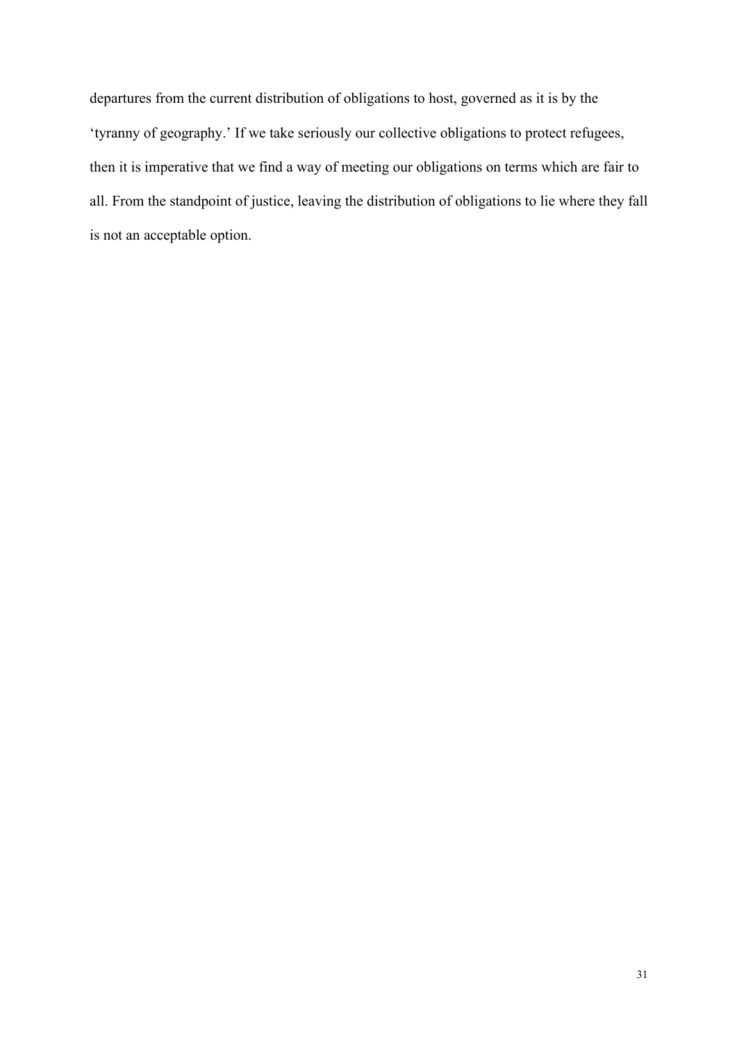departures from the current distribution of obligations to host, governed as it is by the 'tyranny of geography.' If we take seriously our collective obligations to protect refugees, then it is imperative that we find a way of meeting our obligations on terms which are fair to all. From the standpoint of justice, leaving the distribution of obligations to lie where they fall is not an acceptable option.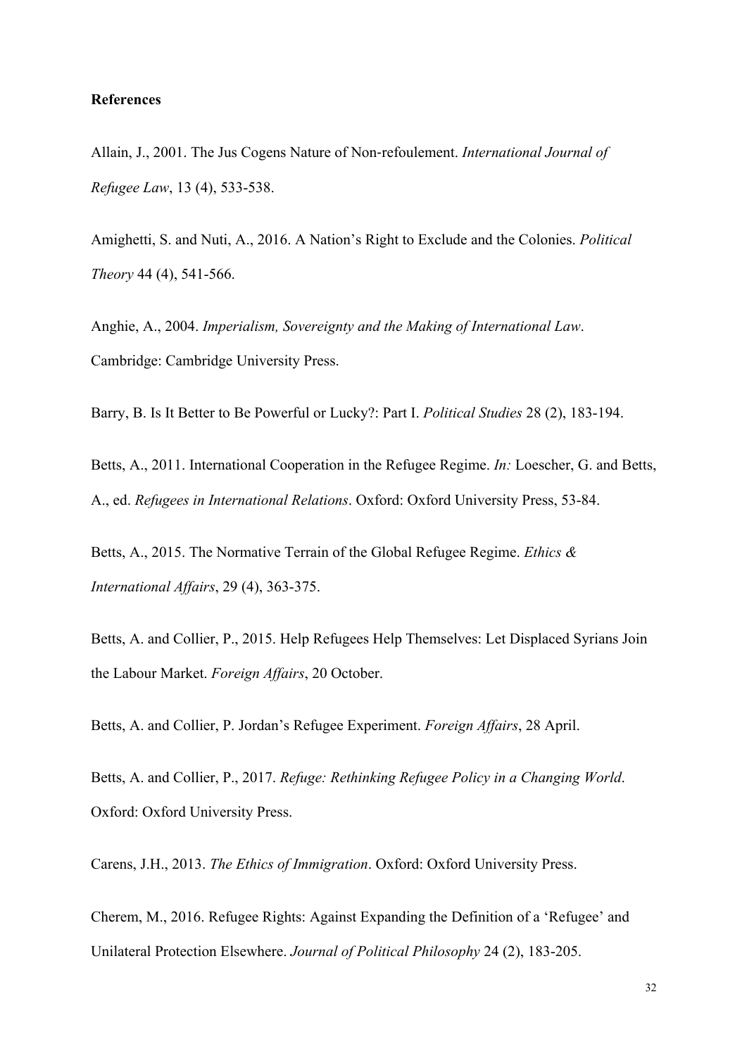**References**

Allain, J., 2001. The Jus Cogens Nature of Non-refoulement. *International Journal of Refugee Law*, 13 (4), 533-538.

Amighetti, S. and Nuti, A., 2016. A Nation's Right to Exclude and the Colonies. *Political Theory* 44 (4), 541-566.

Anghie, A., 2004. *Imperialism, Sovereignty and the Making of International Law*. Cambridge: Cambridge University Press.

Barry, B. Is It Better to Be Powerful or Lucky?: Part I. *Political Studies* 28 (2), 183-194.

Betts, A., 2011. International Cooperation in the Refugee Regime. *In:* Loescher, G. and Betts, A., ed. *Refugees in International Relations*. Oxford: Oxford University Press, 53-84.

Betts, A., 2015. The Normative Terrain of the Global Refugee Regime. *Ethics & International Affairs*, 29 (4), 363-375.

Betts, A. and Collier, P., 2015. Help Refugees Help Themselves: Let Displaced Syrians Join the Labour Market. *Foreign Affairs*, 20 October.

Betts, A. and Collier, P. Jordan's Refugee Experiment. *Foreign Affairs*, 28 April.

Betts, A. and Collier, P., 2017. *Refuge: Rethinking Refugee Policy in a Changing World*. Oxford: Oxford University Press.

Carens, J.H., 2013. *The Ethics of Immigration*. Oxford: Oxford University Press.

Cherem, M., 2016. Refugee Rights: Against Expanding the Definition of a 'Refugee' and Unilateral Protection Elsewhere. *Journal of Political Philosophy* 24 (2), 183-205.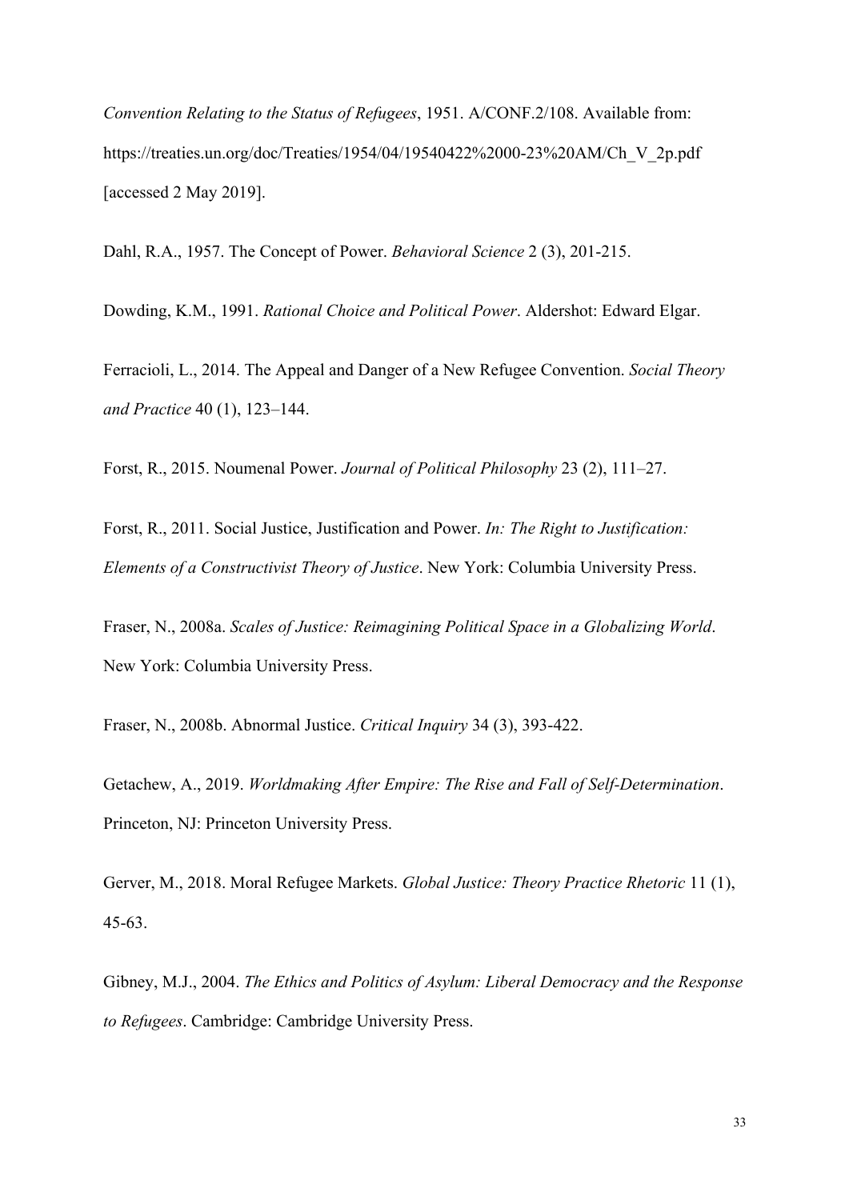*Convention Relating to the Status of Refugees*, 1951. A/CONF.2/108. Available from: https://treaties.un.org/doc/Treaties/1954/04/19540422%2000-23%20AM/Ch_V_2p.pdf [accessed 2 May 2019].

Dahl, R.A., 1957. The Concept of Power. *Behavioral Science* 2 (3), 201-215.

Dowding, K.M., 1991. *Rational Choice and Political Power*. Aldershot: Edward Elgar.

Ferracioli, L., 2014. The Appeal and Danger of a New Refugee Convention. *Social Theory and Practice* 40 (1), 123–144.

Forst, R., 2015. Noumenal Power. *Journal of Political Philosophy* 23 (2), 111–27.

Forst, R., 2011. Social Justice, Justification and Power. *In: The Right to Justification: Elements of a Constructivist Theory of Justice*. New York: Columbia University Press.

Fraser, N., 2008a. *Scales of Justice: Reimagining Political Space in a Globalizing World*. New York: Columbia University Press.

Fraser, N., 2008b. Abnormal Justice. *Critical Inquiry* 34 (3), 393-422.

Getachew, A., 2019. *Worldmaking After Empire: The Rise and Fall of Self-Determination*. Princeton, NJ: Princeton University Press.

Gerver, M., 2018. Moral Refugee Markets. *Global Justice: Theory Practice Rhetoric* 11 (1), 45-63.

Gibney, M.J., 2004. *The Ethics and Politics of Asylum: Liberal Democracy and the Response to Refugees*. Cambridge: Cambridge University Press.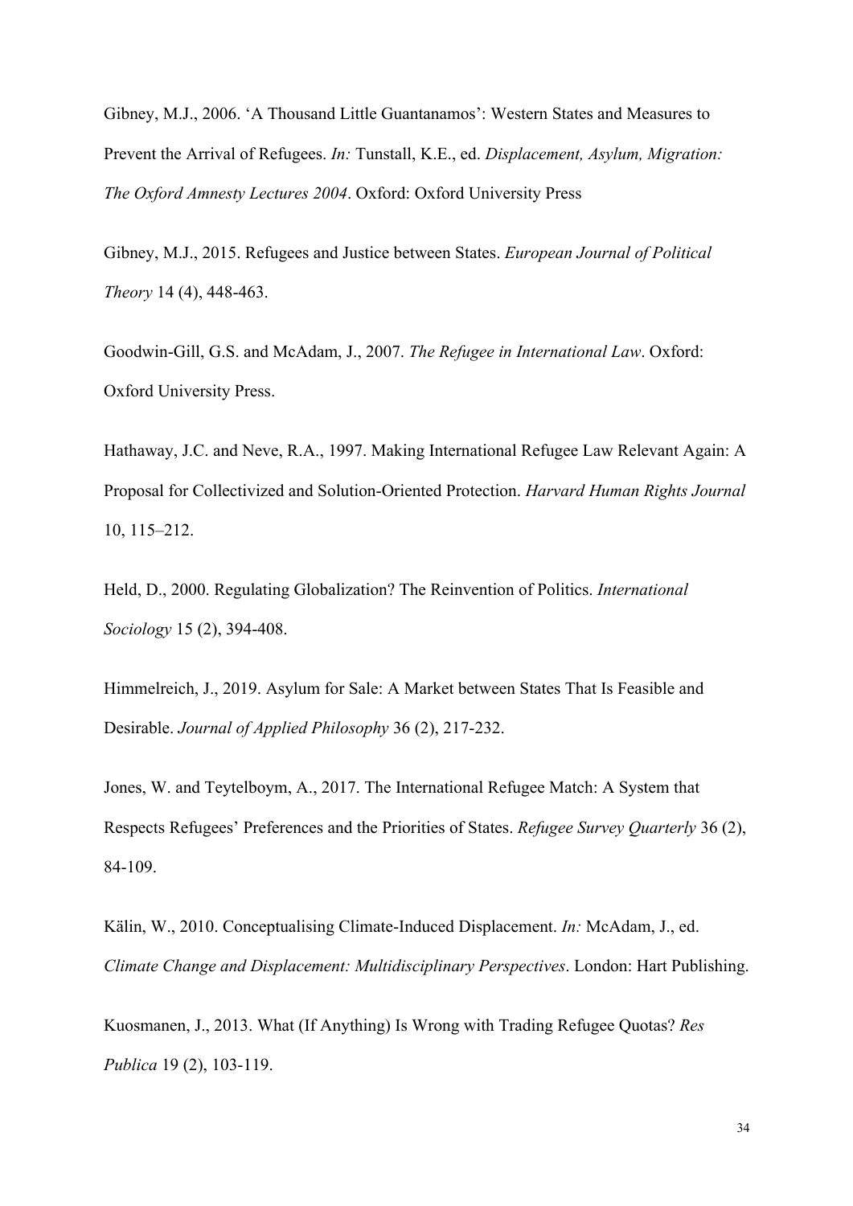Gibney, M.J., 2006. 'A Thousand Little Guantanamos': Western States and Measures to Prevent the Arrival of Refugees. *In:* Tunstall, K.E., ed. *Displacement, Asylum, Migration: The Oxford Amnesty Lectures 2004*. Oxford: Oxford University Press

Gibney, M.J., 2015. Refugees and Justice between States. *European Journal of Political Theory* 14 (4), 448-463.

Goodwin-Gill, G.S. and McAdam, J., 2007. *The Refugee in International Law*. Oxford: Oxford University Press.

Hathaway, J.C. and Neve, R.A., 1997. Making International Refugee Law Relevant Again: A Proposal for Collectivized and Solution-Oriented Protection. *Harvard Human Rights Journal* 10, 115–212.

Held, D., 2000. Regulating Globalization? The Reinvention of Politics. *International Sociology* 15 (2), 394-408.

Himmelreich, J., 2019. Asylum for Sale: A Market between States That Is Feasible and Desirable. *Journal of Applied Philosophy* 36 (2), 217-232.

Jones, W. and Teytelboym, A., 2017. The International Refugee Match: A System that Respects Refugees' Preferences and the Priorities of States. *Refugee Survey Quarterly* 36 (2), 84-109.

Kälin, W., 2010. Conceptualising Climate-Induced Displacement. *In:* McAdam, J., ed. *Climate Change and Displacement: Multidisciplinary Perspectives*. London: Hart Publishing.

Kuosmanen, J., 2013. What (If Anything) Is Wrong with Trading Refugee Quotas? *Res Publica* 19 (2), 103-119.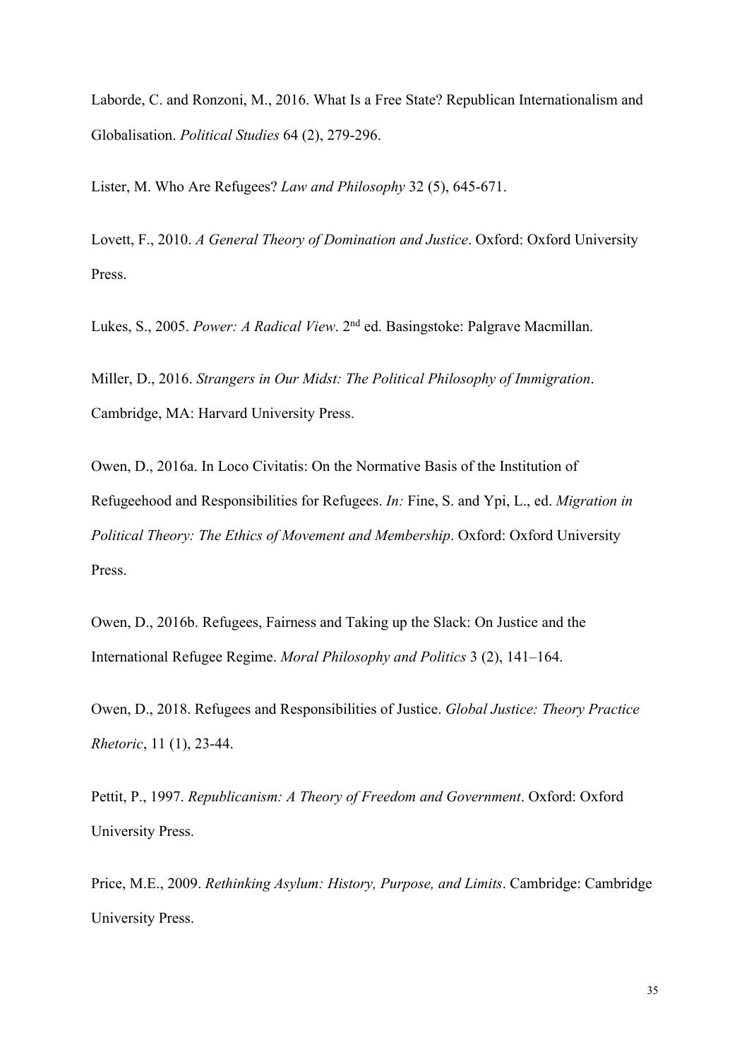Laborde, C. and Ronzoni, M., 2016. What Is a Free State? Republican Internationalism and Globalisation. *Political Studies* 64 (2), 279-296.

Lister, M. Who Are Refugees? *Law and Philosophy* 32 (5), 645-671.

Lovett, F., 2010. *A General Theory of Domination and Justice*. Oxford: Oxford University Press.

Lukes, S., 2005. *Power: A Radical View*. 2nd ed. Basingstoke: Palgrave Macmillan.

Miller, D., 2016. *Strangers in Our Midst: The Political Philosophy of Immigration*. Cambridge, MA: Harvard University Press.

Owen, D., 2016a. In Loco Civitatis: On the Normative Basis of the Institution of Refugeehood and Responsibilities for Refugees. *In:* Fine, S. and Ypi, L., ed. *Migration in Political Theory: The Ethics of Movement and Membership*. Oxford: Oxford University Press.

Owen, D., 2016b. Refugees, Fairness and Taking up the Slack: On Justice and the International Refugee Regime. *Moral Philosophy and Politics* 3 (2), 141–164.

Owen, D., 2018. Refugees and Responsibilities of Justice. *Global Justice: Theory Practice Rhetoric*, 11 (1), 23-44.

Pettit, P., 1997. *Republicanism: A Theory of Freedom and Government*. Oxford: Oxford University Press.

Price, M.E., 2009. *Rethinking Asylum: History, Purpose, and Limits*. Cambridge: Cambridge University Press.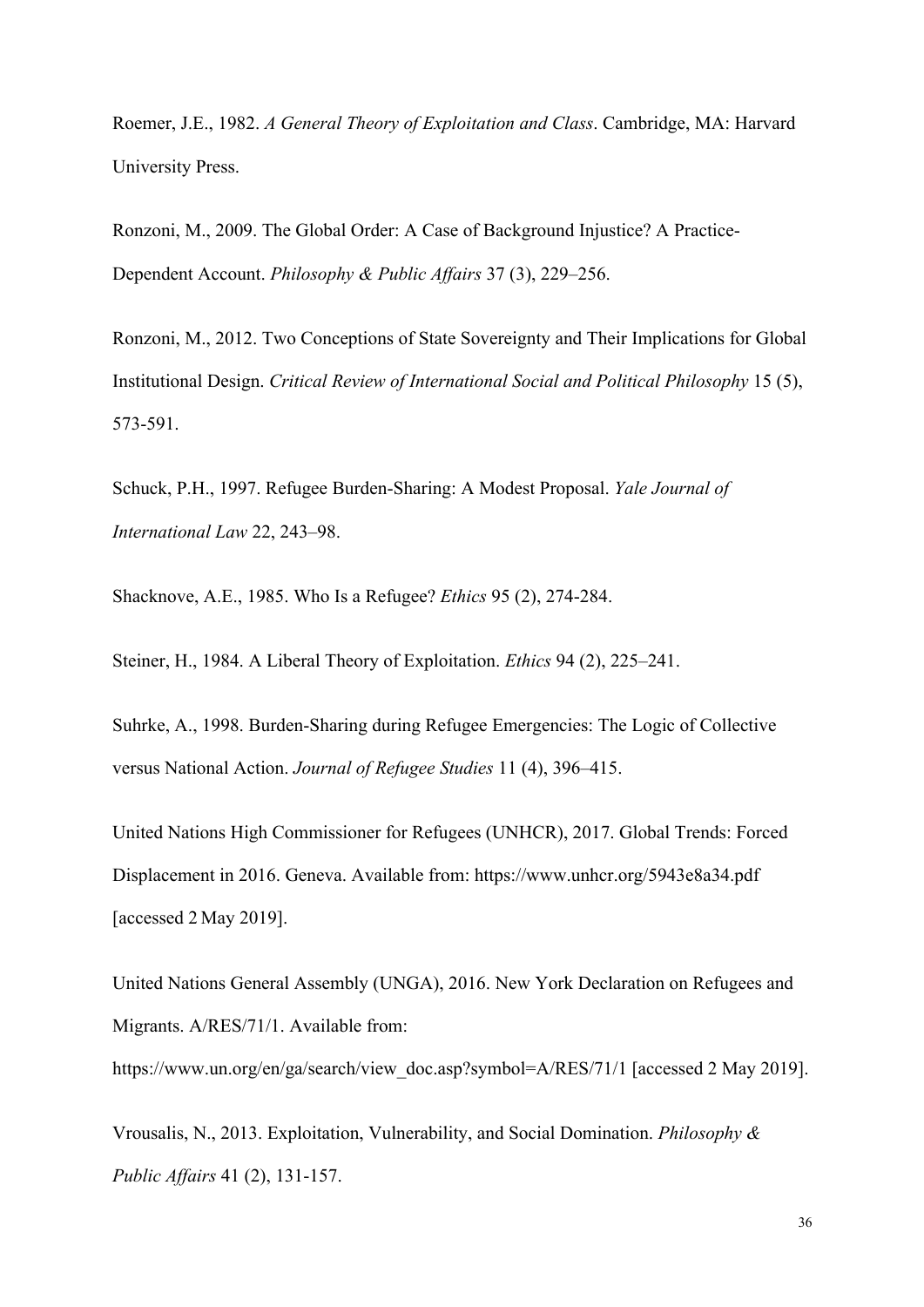Roemer, J.E., 1982. *A General Theory of Exploitation and Class*. Cambridge, MA: Harvard University Press.

Ronzoni, M., 2009. The Global Order: A Case of Background Injustice? A Practice-Dependent Account. *Philosophy & Public Affairs* 37 (3), 229–256.

Ronzoni, M., 2012. Two Conceptions of State Sovereignty and Their Implications for Global Institutional Design. *Critical Review of International Social and Political Philosophy* 15 (5), 573-591.

Schuck, P.H., 1997. Refugee Burden-Sharing: A Modest Proposal. *Yale Journal of International Law* 22, 243–98.

Shacknove, A.E., 1985. Who Is a Refugee? *Ethics* 95 (2), 274-284.

Steiner, H., 1984. A Liberal Theory of Exploitation. *Ethics* 94 (2), 225–241.

Suhrke, A., 1998. Burden-Sharing during Refugee Emergencies: The Logic of Collective versus National Action. *Journal of Refugee Studies* 11 (4), 396–415.

United Nations High Commissioner for Refugees (UNHCR), 2017. Global Trends: Forced Displacement in 2016. Geneva. Available from: https://www.unhcr.org/5943e8a34.pdf [accessed 2 May 2019].

United Nations General Assembly (UNGA), 2016. New York Declaration on Refugees and Migrants. A/RES/71/1. Available from: https://www.un.org/en/ga/search/view_doc.asp?symbol=A/RES/71/1 [accessed 2 May 2019].

Vrousalis, N., 2013. Exploitation, Vulnerability, and Social Domination. *Philosophy & Public Affairs* 41 (2), 131-157.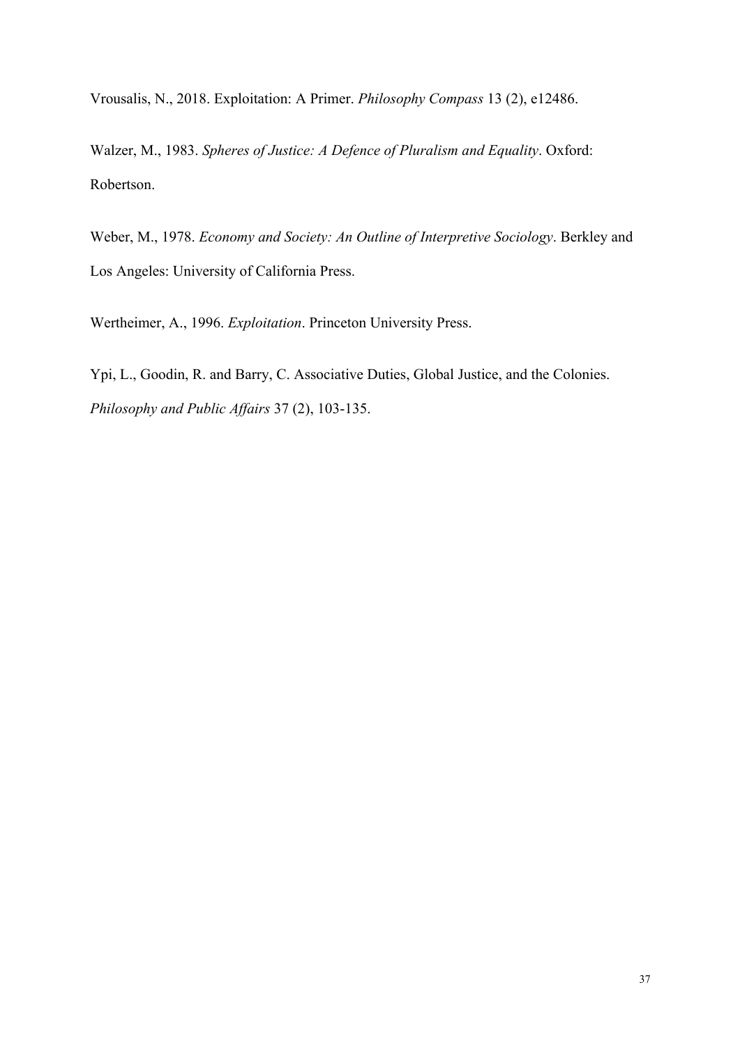Vrousalis, N., 2018. Exploitation: A Primer. *Philosophy Compass* 13 (2), e12486.

Walzer, M., 1983. *Spheres of Justice: A Defence of Pluralism and Equality*. Oxford: Robertson.

Weber, M., 1978. *Economy and Society: An Outline of Interpretive Sociology*. Berkley and Los Angeles: University of California Press.

Wertheimer, A., 1996. *Exploitation*. Princeton University Press.

Ypi, L., Goodin, R. and Barry, C. Associative Duties, Global Justice, and the Colonies. *Philosophy and Public Affairs* 37 (2), 103-135.